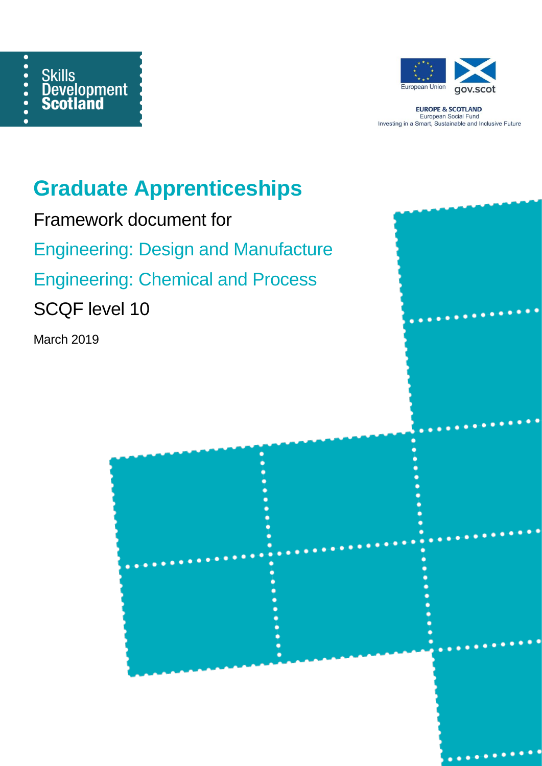Skills Development Scotland

European Union | gov.scot

**EUROPE & SCOTLAND**
European Social Fund
Investing in a Smart, Sustainable and Inclusive Future

# Graduate Apprenticeships

Framework document for

## Engineering: Design and Manufacture

## Engineering: Chemical and Process

SCQF level 10

March 2019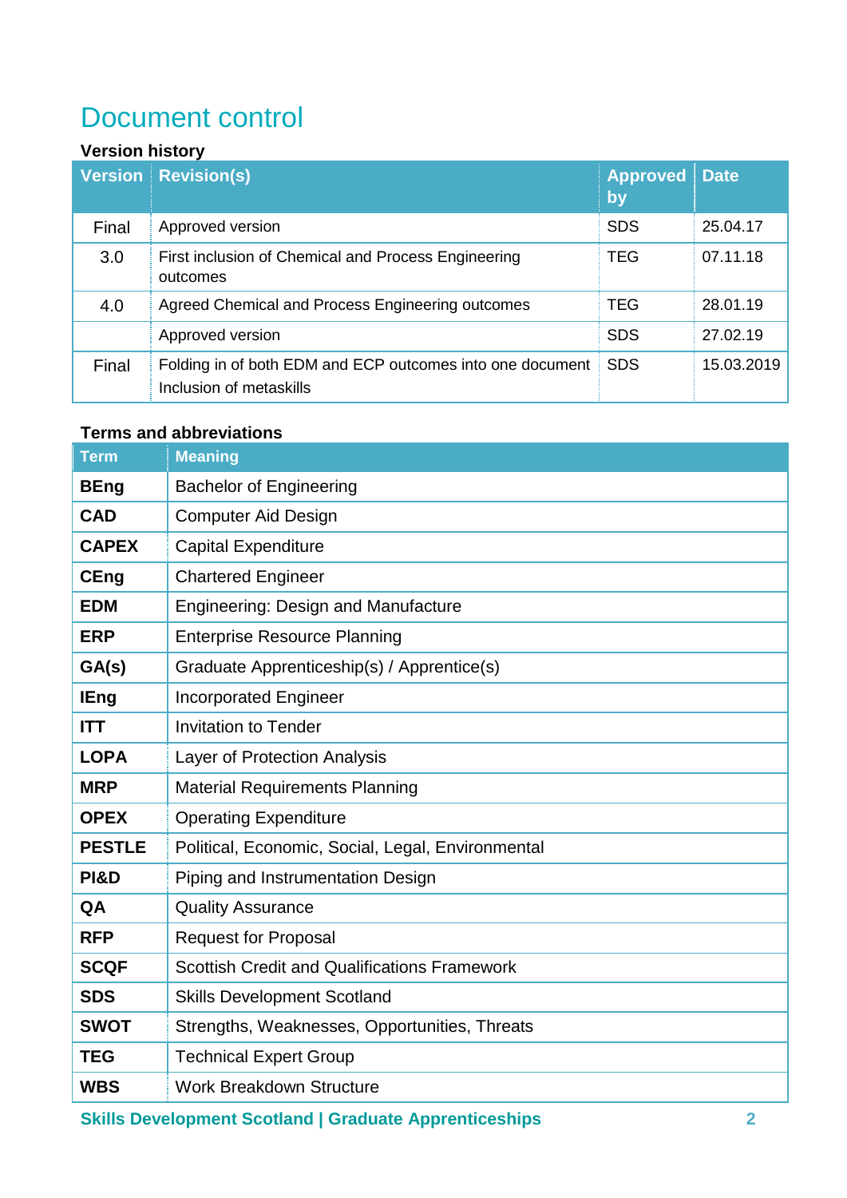# Document control

**Version history**

| Version | Revision(s) | Approved by | Date |
|---|---|---|---|
| Final | Approved version | SDS | 25.04.17 |
| 3.0 | First inclusion of Chemical and Process Engineering outcomes | TEG | 07.11.18 |
| 4.0 | Agreed Chemical and Process Engineering outcomes | TEG | 28.01.19 |
| | Approved version | SDS | 27.02.19 |
| Final | Folding in of both EDM and ECP outcomes into one document<br>Inclusion of metaskills | SDS | 15.03.2019 |

**Terms and abbreviations**

| Term | Meaning |
|---|---|
| **BEng** | Bachelor of Engineering |
| **CAD** | Computer Aid Design |
| **CAPEX** | Capital Expenditure |
| **CEng** | Chartered Engineer |
| **EDM** | Engineering: Design and Manufacture |
| **ERP** | Enterprise Resource Planning |
| **GA(s)** | Graduate Apprenticeship(s) / Apprentice(s) |
| **IEng** | Incorporated Engineer |
| **ITT** | Invitation to Tender |
| **LOPA** | Layer of Protection Analysis |
| **MRP** | Material Requirements Planning |
| **OPEX** | Operating Expenditure |
| **PESTLE** | Political, Economic, Social, Legal, Environmental |
| **PI&D** | Piping and Instrumentation Design |
| **QA** | Quality Assurance |
| **RFP** | Request for Proposal |
| **SCQF** | Scottish Credit and Qualifications Framework |
| **SDS** | Skills Development Scotland |
| **SWOT** | Strengths, Weaknesses, Opportunities, Threats |
| **TEG** | Technical Expert Group |
| **WBS** | Work Breakdown Structure |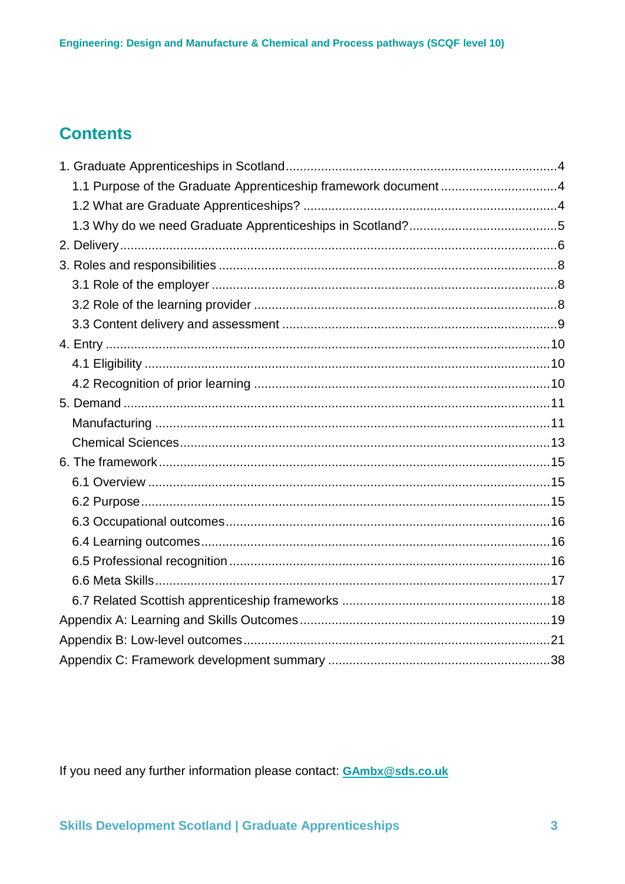## Contents

1. Graduate Apprenticeships in Scotland ........................................................................ 4
    - 1.1 Purpose of the Graduate Apprenticeship framework document ................................ 4
    - 1.2 What are Graduate Apprenticeships? ....................................................................... 4
    - 1.3 Why do we need Graduate Apprenticeships in Scotland? ......................................... 5
2. Delivery ........................................................................................................................ 6
3. Roles and responsibilities ............................................................................................ 8
    - 3.1 Role of the employer .................................................................................................. 8
    - 3.2 Role of the learning provider ..................................................................................... 8
    - 3.3 Content delivery and assessment ............................................................................. 9
4. Entry ........................................................................................................................... 10
    - 4.1 Eligibility .................................................................................................................. 10
    - 4.2 Recognition of prior learning ................................................................................... 10
5. Demand ...................................................................................................................... 11
    - Manufacturing ............................................................................................................ 11
    - Chemical Sciences ..................................................................................................... 13
6. The framework ............................................................................................................ 15
    - 6.1 Overview ................................................................................................................. 15
    - 6.2 Purpose ................................................................................................................... 15
    - 6.3 Occupational outcomes ........................................................................................... 16
    - 6.4 Learning outcomes .................................................................................................. 16
    - 6.5 Professional recognition .......................................................................................... 16
    - 6.6 Meta Skills ............................................................................................................... 17
    - 6.7 Related Scottish apprenticeship frameworks .......................................................... 18

Appendix A: Learning and Skills Outcomes .................................................................... 19

Appendix B: Low-level outcomes ..................................................................................... 21

Appendix C: Framework development summary ............................................................ 38

If you need any further information please contact: **GAmbx@sds.co.uk**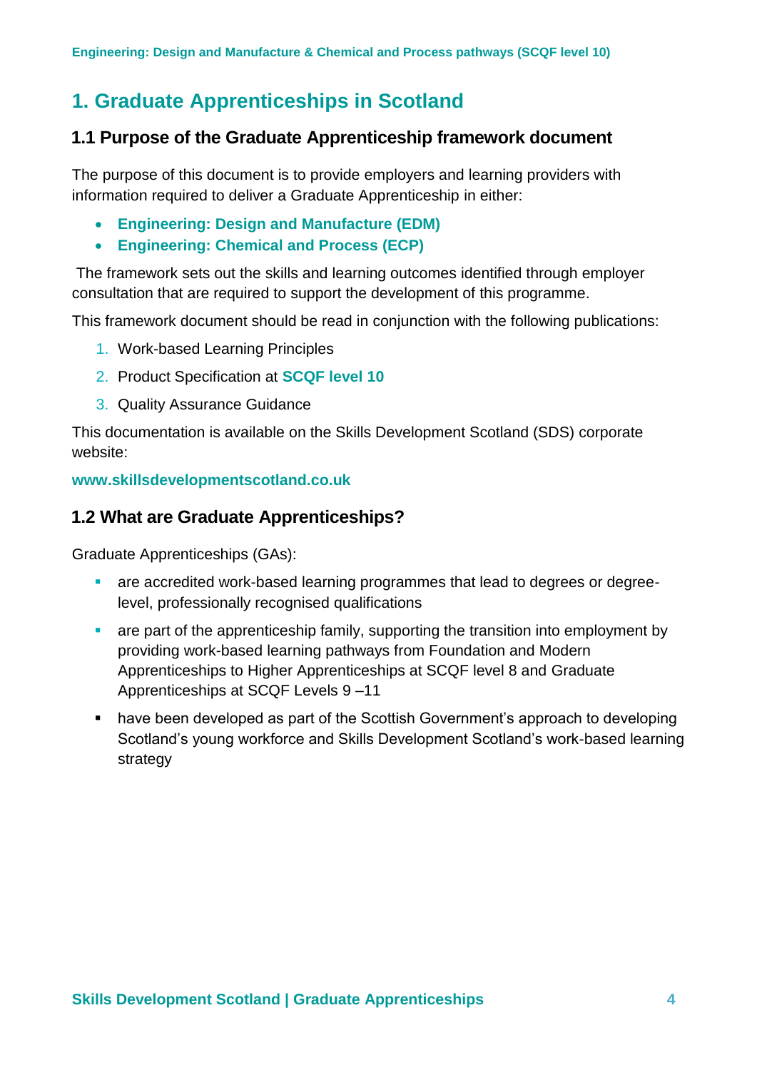# 1. Graduate Apprenticeships in Scotland

## 1.1 Purpose of the Graduate Apprenticeship framework document

The purpose of this document is to provide employers and learning providers with information required to deliver a Graduate Apprenticeship in either:

- **Engineering: Design and Manufacture (EDM)**
- **Engineering: Chemical and Process (ECP)**

The framework sets out the skills and learning outcomes identified through employer consultation that are required to support the development of this programme.

This framework document should be read in conjunction with the following publications:

1. Work-based Learning Principles
2. Product Specification at **SCQF level 10**
3. Quality Assurance Guidance

This documentation is available on the Skills Development Scotland (SDS) corporate website:

**www.skillsdevelopmentscotland.co.uk**

## 1.2 What are Graduate Apprenticeships?

Graduate Apprenticeships (GAs):

- are accredited work-based learning programmes that lead to degrees or degree-level, professionally recognised qualifications
- are part of the apprenticeship family, supporting the transition into employment by providing work-based learning pathways from Foundation and Modern Apprenticeships to Higher Apprenticeships at SCQF level 8 and Graduate Apprenticeships at SCQF Levels 9 –11
- have been developed as part of the Scottish Government's approach to developing Scotland's young workforce and Skills Development Scotland's work-based learning strategy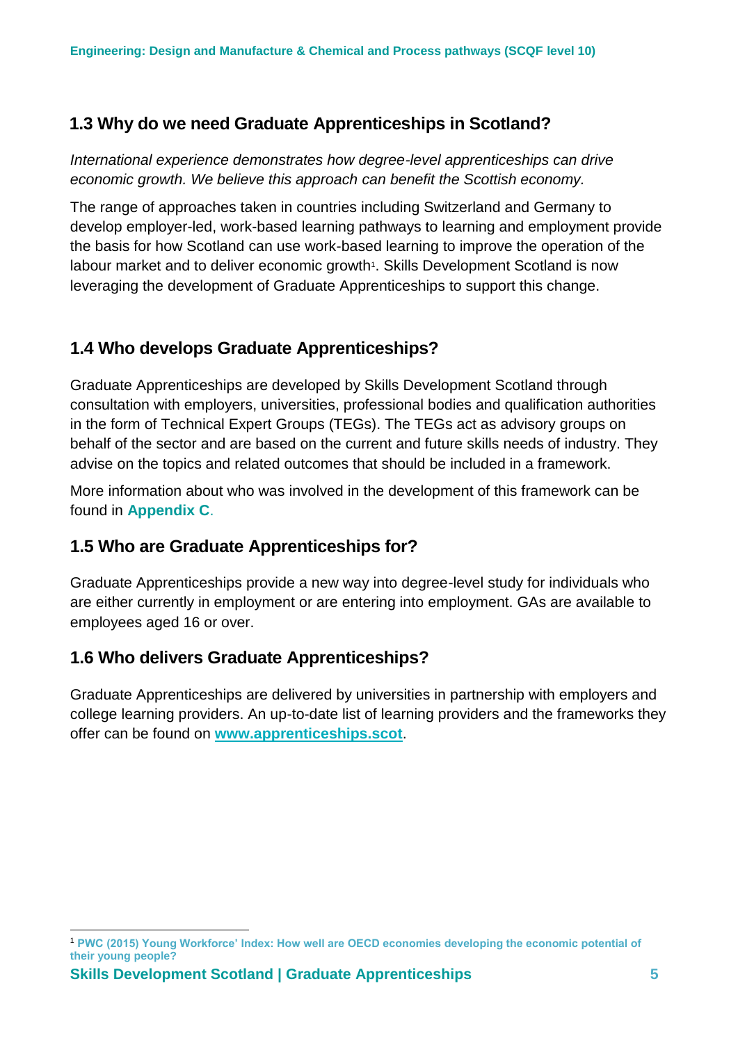## 1.3 Why do we need Graduate Apprenticeships in Scotland?

*International experience demonstrates how degree-level apprenticeships can drive economic growth. We believe this approach can benefit the Scottish economy.*

The range of approaches taken in countries including Switzerland and Germany to develop employer-led, work-based learning pathways to learning and employment provide the basis for how Scotland can use work-based learning to improve the operation of the labour market and to deliver economic growth[1]. Skills Development Scotland is now leveraging the development of Graduate Apprenticeships to support this change.

## 1.4 Who develops Graduate Apprenticeships?

Graduate Apprenticeships are developed by Skills Development Scotland through consultation with employers, universities, professional bodies and qualification authorities in the form of Technical Expert Groups (TEGs). The TEGs act as advisory groups on behalf of the sector and are based on the current and future skills needs of industry. They advise on the topics and related outcomes that should be included in a framework.

More information about who was involved in the development of this framework can be found in **Appendix C**.

## 1.5 Who are Graduate Apprenticeships for?

Graduate Apprenticeships provide a new way into degree-level study for individuals who are either currently in employment or are entering into employment. GAs are available to employees aged 16 or over.

## 1.6 Who delivers Graduate Apprenticeships?

Graduate Apprenticeships are delivered by universities in partnership with employers and college learning providers. An up-to-date list of learning providers and the frameworks they offer can be found on **www.apprenticeships.scot**.

---

[1] **PWC (2015) Young Workforce' Index: How well are OECD economies developing the economic potential of their young people?**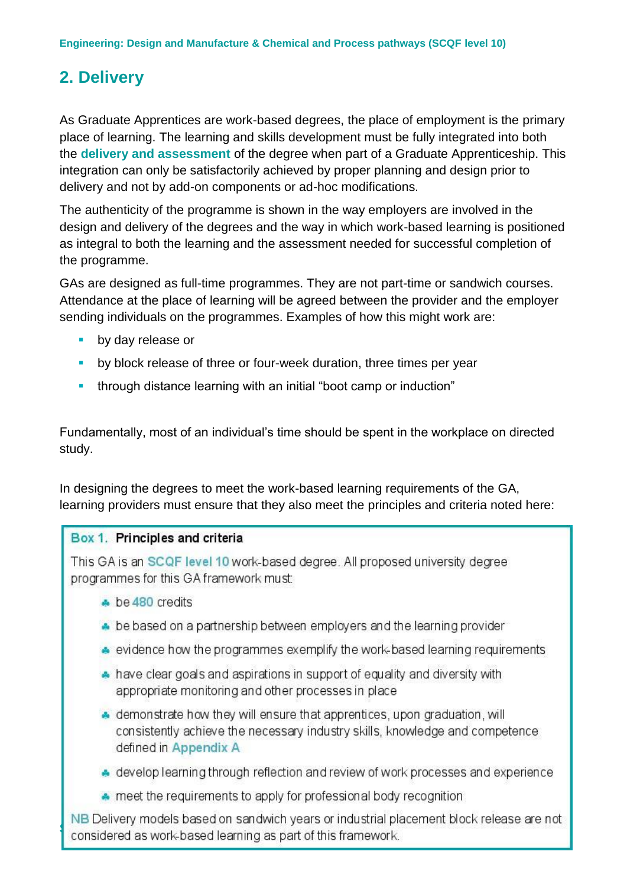## 2. Delivery

As Graduate Apprentices are work-based degrees, the place of employment is the primary place of learning. The learning and skills development must be fully integrated into both the **delivery and assessment** of the degree when part of a Graduate Apprenticeship. This integration can only be satisfactorily achieved by proper planning and design prior to delivery and not by add-on components or ad-hoc modifications.

The authenticity of the programme is shown in the way employers are involved in the design and delivery of the degrees and the way in which work-based learning is positioned as integral to both the learning and the assessment needed for successful completion of the programme.

GAs are designed as full-time programmes. They are not part-time or sandwich courses. Attendance at the place of learning will be agreed between the provider and the employer sending individuals on the programmes. Examples of how this might work are:

- by day release or
- by block release of three or four-week duration, three times per year
- through distance learning with an initial "boot camp or induction"

Fundamentally, most of an individual's time should be spent in the workplace on directed study.

In designing the degrees to meet the work-based learning requirements of the GA, learning providers must ensure that they also meet the principles and criteria noted here:

**Box 1. Principles and criteria**

This GA is an SCQF level 10 work-based degree. All proposed university degree programmes for this GA framework must:

- be 480 credits
- be based on a partnership between employers and the learning provider
- evidence how the programmes exemplify the work-based learning requirements
- have clear goals and aspirations in support of equality and diversity with appropriate monitoring and other processes in place
- demonstrate how they will ensure that apprentices, upon graduation, will consistently achieve the necessary industry skills, knowledge and competence defined in Appendix A
- develop learning through reflection and review of work processes and experience
- meet the requirements to apply for professional body recognition

NB Delivery models based on sandwich years or industrial placement block release are not considered as work-based learning as part of this framework.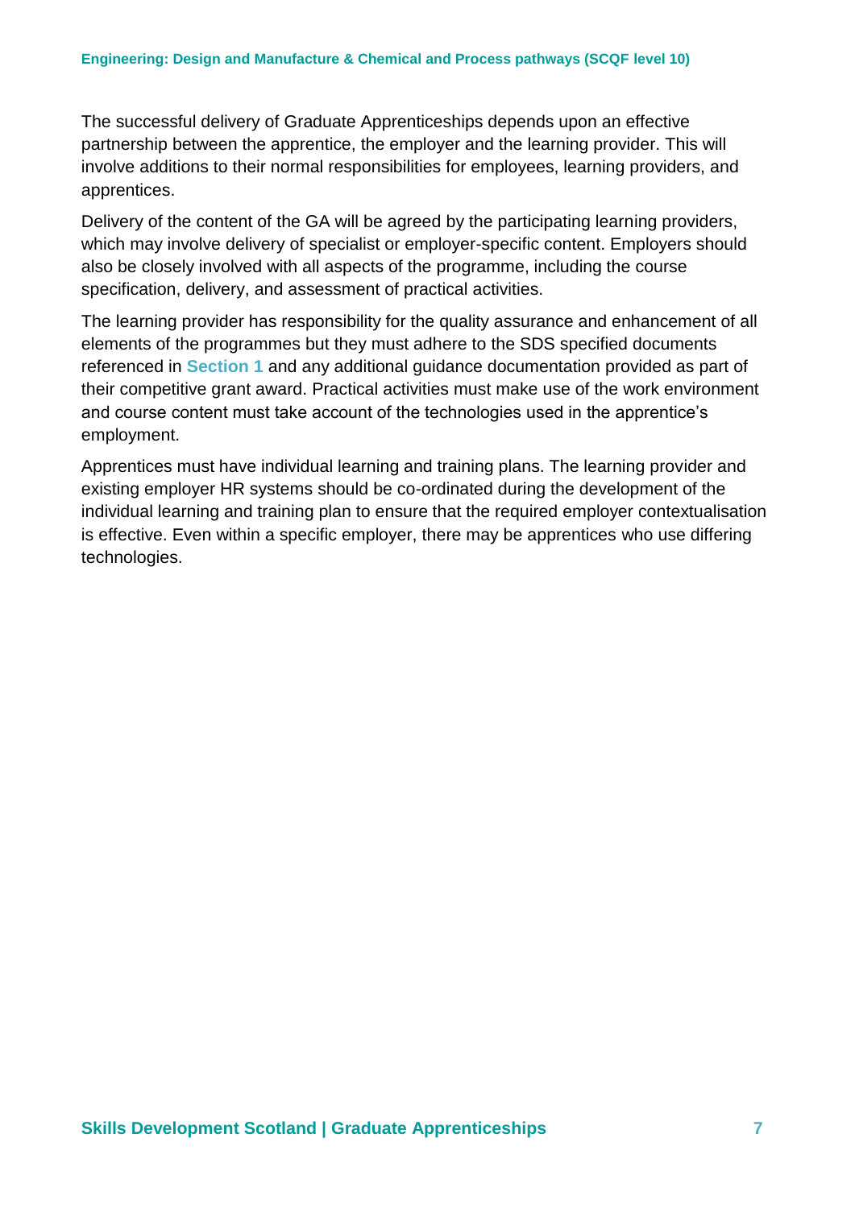The successful delivery of Graduate Apprenticeships depends upon an effective partnership between the apprentice, the employer and the learning provider. This will involve additions to their normal responsibilities for employees, learning providers, and apprentices.

Delivery of the content of the GA will be agreed by the participating learning providers, which may involve delivery of specialist or employer-specific content. Employers should also be closely involved with all aspects of the programme, including the course specification, delivery, and assessment of practical activities.

The learning provider has responsibility for the quality assurance and enhancement of all elements of the programmes but they must adhere to the SDS specified documents referenced in **Section 1** and any additional guidance documentation provided as part of their competitive grant award. Practical activities must make use of the work environment and course content must take account of the technologies used in the apprentice's employment.

Apprentices must have individual learning and training plans. The learning provider and existing employer HR systems should be co-ordinated during the development of the individual learning and training plan to ensure that the required employer contextualisation is effective. Even within a specific employer, there may be apprentices who use differing technologies.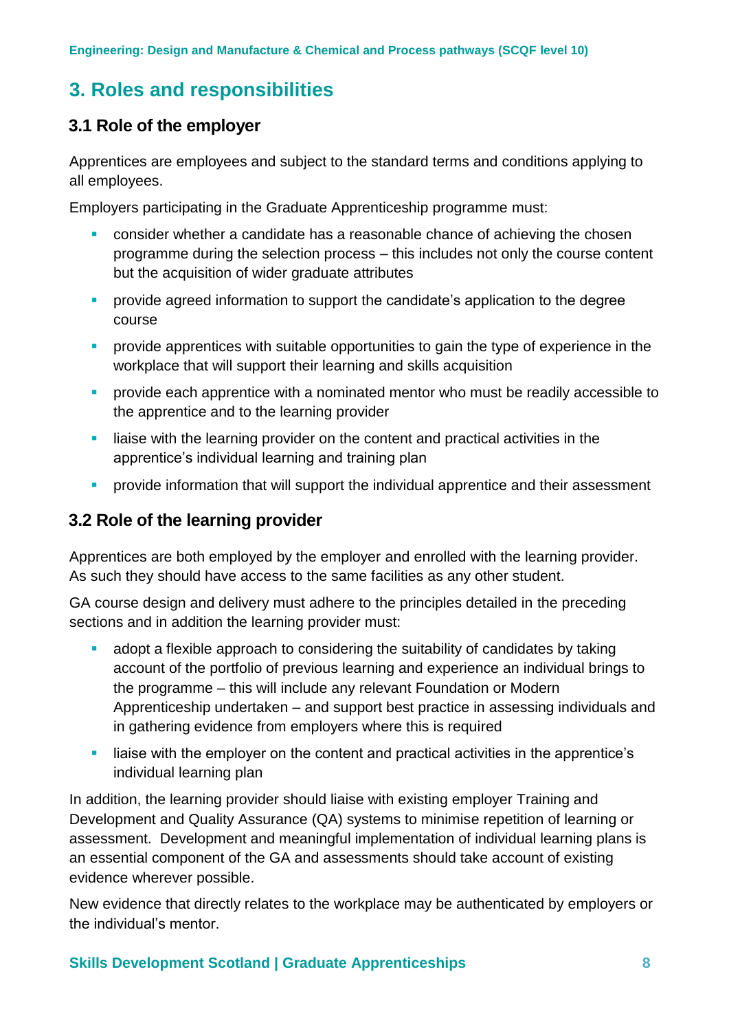# 3. Roles and responsibilities

## 3.1 Role of the employer

Apprentices are employees and subject to the standard terms and conditions applying to all employees.

Employers participating in the Graduate Apprenticeship programme must:

- consider whether a candidate has a reasonable chance of achieving the chosen programme during the selection process – this includes not only the course content but the acquisition of wider graduate attributes
- provide agreed information to support the candidate's application to the degree course
- provide apprentices with suitable opportunities to gain the type of experience in the workplace that will support their learning and skills acquisition
- provide each apprentice with a nominated mentor who must be readily accessible to the apprentice and to the learning provider
- liaise with the learning provider on the content and practical activities in the apprentice's individual learning and training plan
- provide information that will support the individual apprentice and their assessment

## 3.2 Role of the learning provider

Apprentices are both employed by the employer and enrolled with the learning provider. As such they should have access to the same facilities as any other student.

GA course design and delivery must adhere to the principles detailed in the preceding sections and in addition the learning provider must:

- adopt a flexible approach to considering the suitability of candidates by taking account of the portfolio of previous learning and experience an individual brings to the programme – this will include any relevant Foundation or Modern Apprenticeship undertaken – and support best practice in assessing individuals and in gathering evidence from employers where this is required
- liaise with the employer on the content and practical activities in the apprentice's individual learning plan

In addition, the learning provider should liaise with existing employer Training and Development and Quality Assurance (QA) systems to minimise repetition of learning or assessment. Development and meaningful implementation of individual learning plans is an essential component of the GA and assessments should take account of existing evidence wherever possible.

New evidence that directly relates to the workplace may be authenticated by employers or the individual's mentor.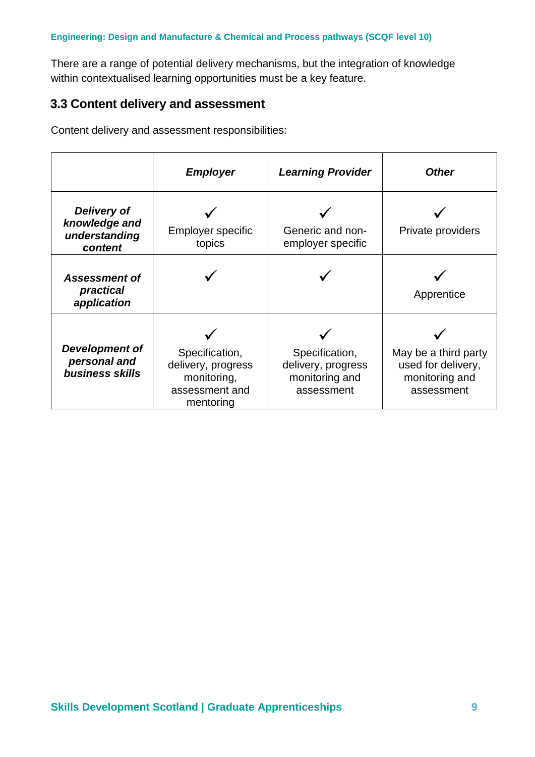There are a range of potential delivery mechanisms, but the integration of knowledge within contextualised learning opportunities must be a key feature.

### 3.3 Content delivery and assessment

Content delivery and assessment responsibilities:

| | ***Employer*** | ***Learning Provider*** | ***Other*** |
|---|---|---|---|
| ***Delivery of knowledge and understanding content*** | ✓ Employer specific topics | ✓ Generic and non-employer specific | ✓ Private providers |
| ***Assessment of practical application*** | ✓ | ✓ | ✓ Apprentice |
| ***Development of personal and business skills*** | ✓ Specification, delivery, progress monitoring, assessment and mentoring | ✓ Specification, delivery, progress monitoring and assessment | ✓ May be a third party used for delivery, monitoring and assessment |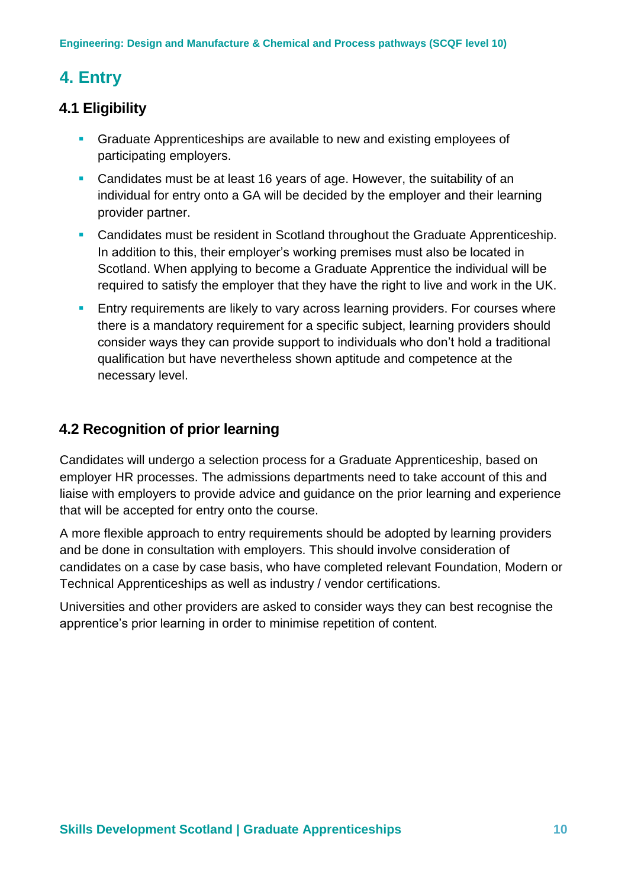# 4. Entry

## 4.1 Eligibility

- Graduate Apprenticeships are available to new and existing employees of participating employers.
- Candidates must be at least 16 years of age. However, the suitability of an individual for entry onto a GA will be decided by the employer and their learning provider partner.
- Candidates must be resident in Scotland throughout the Graduate Apprenticeship. In addition to this, their employer's working premises must also be located in Scotland. When applying to become a Graduate Apprentice the individual will be required to satisfy the employer that they have the right to live and work in the UK.
- Entry requirements are likely to vary across learning providers. For courses where there is a mandatory requirement for a specific subject, learning providers should consider ways they can provide support to individuals who don't hold a traditional qualification but have nevertheless shown aptitude and competence at the necessary level.

## 4.2 Recognition of prior learning

Candidates will undergo a selection process for a Graduate Apprenticeship, based on employer HR processes. The admissions departments need to take account of this and liaise with employers to provide advice and guidance on the prior learning and experience that will be accepted for entry onto the course.

A more flexible approach to entry requirements should be adopted by learning providers and be done in consultation with employers. This should involve consideration of candidates on a case by case basis, who have completed relevant Foundation, Modern or Technical Apprenticeships as well as industry / vendor certifications.

Universities and other providers are asked to consider ways they can best recognise the apprentice's prior learning in order to minimise repetition of content.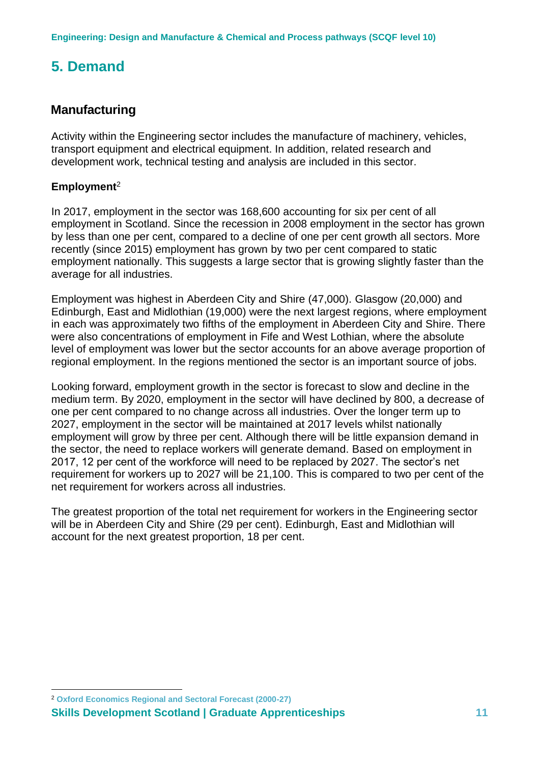# 5. Demand

## Manufacturing

Activity within the Engineering sector includes the manufacture of machinery, vehicles, transport equipment and electrical equipment. In addition, related research and development work, technical testing and analysis are included in this sector.

**Employment**[2]

In 2017, employment in the sector was 168,600 accounting for six per cent of all employment in Scotland. Since the recession in 2008 employment in the sector has grown by less than one per cent, compared to a decline of one per cent growth all sectors. More recently (since 2015) employment has grown by two per cent compared to static employment nationally. This suggests a large sector that is growing slightly faster than the average for all industries.

Employment was highest in Aberdeen City and Shire (47,000). Glasgow (20,000) and Edinburgh, East and Midlothian (19,000) were the next largest regions, where employment in each was approximately two fifths of the employment in Aberdeen City and Shire. There were also concentrations of employment in Fife and West Lothian, where the absolute level of employment was lower but the sector accounts for an above average proportion of regional employment. In the regions mentioned the sector is an important source of jobs.

Looking forward, employment growth in the sector is forecast to slow and decline in the medium term. By 2020, employment in the sector will have declined by 800, a decrease of one per cent compared to no change across all industries. Over the longer term up to 2027, employment in the sector will be maintained at 2017 levels whilst nationally employment will grow by three per cent. Although there will be little expansion demand in the sector, the need to replace workers will generate demand. Based on employment in 2017, 12 per cent of the workforce will need to be replaced by 2027. The sector's net requirement for workers up to 2027 will be 21,100. This is compared to two per cent of the net requirement for workers across all industries.

The greatest proportion of the total net requirement for workers in the Engineering sector will be in Aberdeen City and Shire (29 per cent). Edinburgh, East and Midlothian will account for the next greatest proportion, 18 per cent.

[2] Oxford Economics Regional and Sectoral Forecast (2000-27)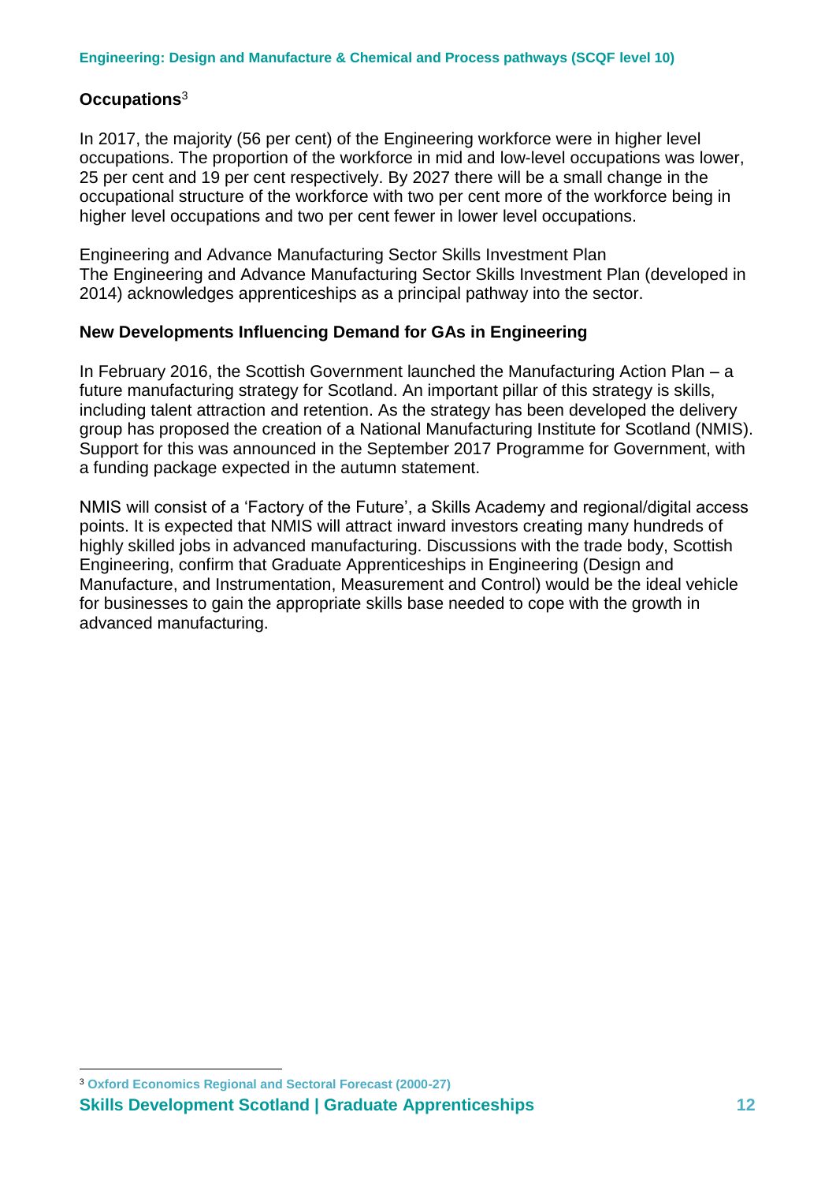## Occupations[3]

In 2017, the majority (56 per cent) of the Engineering workforce were in higher level occupations. The proportion of the workforce in mid and low-level occupations was lower, 25 per cent and 19 per cent respectively. By 2027 there will be a small change in the occupational structure of the workforce with two per cent more of the workforce being in higher level occupations and two per cent fewer in lower level occupations.

Engineering and Advance Manufacturing Sector Skills Investment Plan
The Engineering and Advance Manufacturing Sector Skills Investment Plan (developed in 2014) acknowledges apprenticeships as a principal pathway into the sector.

## New Developments Influencing Demand for GAs in Engineering

In February 2016, the Scottish Government launched the Manufacturing Action Plan – a future manufacturing strategy for Scotland. An important pillar of this strategy is skills, including talent attraction and retention. As the strategy has been developed the delivery group has proposed the creation of a National Manufacturing Institute for Scotland (NMIS). Support for this was announced in the September 2017 Programme for Government, with a funding package expected in the autumn statement.

NMIS will consist of a 'Factory of the Future', a Skills Academy and regional/digital access points. It is expected that NMIS will attract inward investors creating many hundreds of highly skilled jobs in advanced manufacturing. Discussions with the trade body, Scottish Engineering, confirm that Graduate Apprenticeships in Engineering (Design and Manufacture, and Instrumentation, Measurement and Control) would be the ideal vehicle for businesses to gain the appropriate skills base needed to cope with the growth in advanced manufacturing.

[3] Oxford Economics Regional and Sectoral Forecast (2000-27)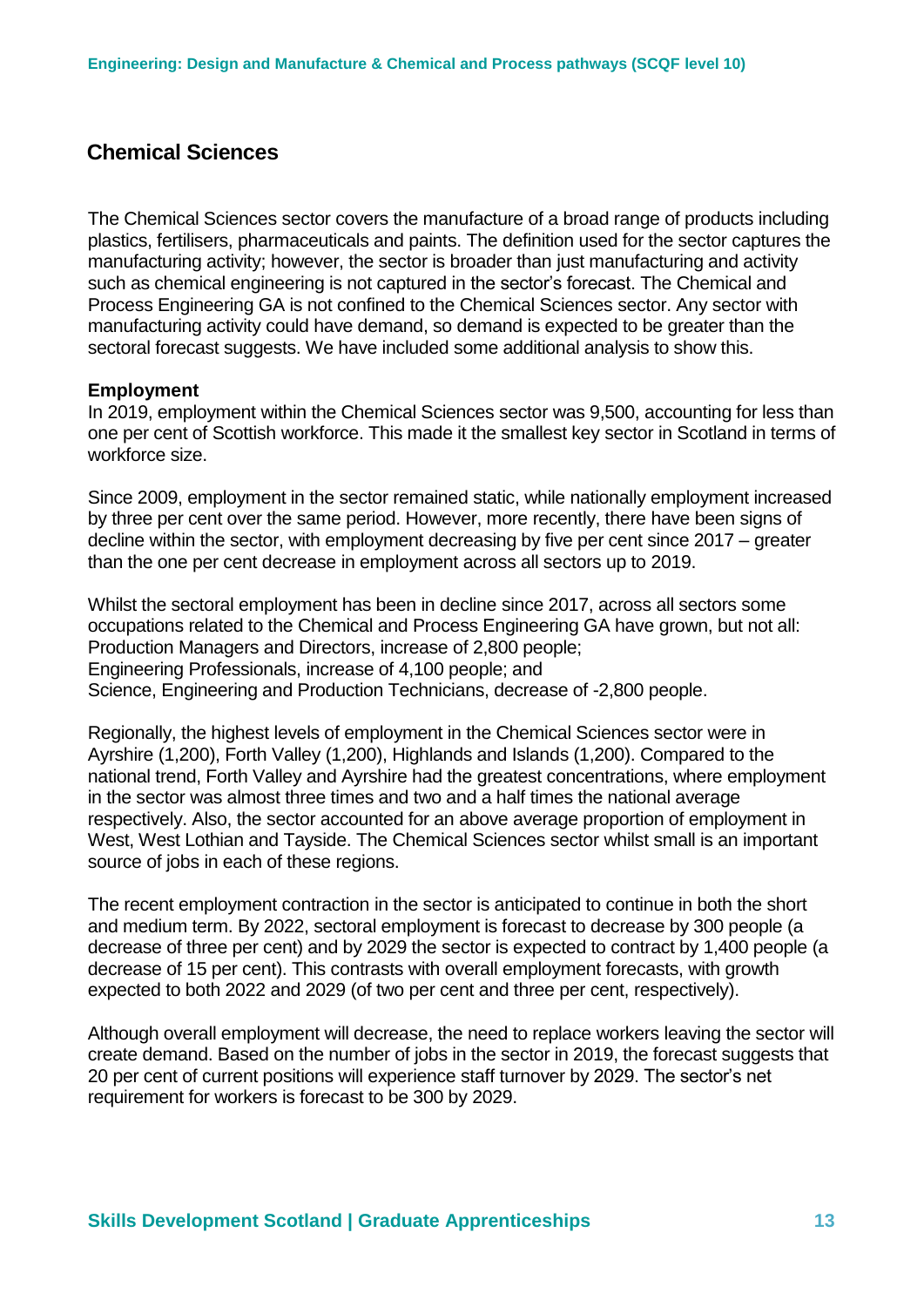## Chemical Sciences

The Chemical Sciences sector covers the manufacture of a broad range of products including plastics, fertilisers, pharmaceuticals and paints. The definition used for the sector captures the manufacturing activity; however, the sector is broader than just manufacturing and activity such as chemical engineering is not captured in the sector's forecast. The Chemical and Process Engineering GA is not confined to the Chemical Sciences sector. Any sector with manufacturing activity could have demand, so demand is expected to be greater than the sectoral forecast suggests. We have included some additional analysis to show this.

**Employment**

In 2019, employment within the Chemical Sciences sector was 9,500, accounting for less than one per cent of Scottish workforce. This made it the smallest key sector in Scotland in terms of workforce size.

Since 2009, employment in the sector remained static, while nationally employment increased by three per cent over the same period. However, more recently, there have been signs of decline within the sector, with employment decreasing by five per cent since 2017 – greater than the one per cent decrease in employment across all sectors up to 2019.

Whilst the sectoral employment has been in decline since 2017, across all sectors some occupations related to the Chemical and Process Engineering GA have grown, but not all:
Production Managers and Directors, increase of 2,800 people;
Engineering Professionals, increase of 4,100 people; and
Science, Engineering and Production Technicians, decrease of -2,800 people.

Regionally, the highest levels of employment in the Chemical Sciences sector were in Ayrshire (1,200), Forth Valley (1,200), Highlands and Islands (1,200). Compared to the national trend, Forth Valley and Ayrshire had the greatest concentrations, where employment in the sector was almost three times and two and a half times the national average respectively. Also, the sector accounted for an above average proportion of employment in West, West Lothian and Tayside. The Chemical Sciences sector whilst small is an important source of jobs in each of these regions.

The recent employment contraction in the sector is anticipated to continue in both the short and medium term. By 2022, sectoral employment is forecast to decrease by 300 people (a decrease of three per cent) and by 2029 the sector is expected to contract by 1,400 people (a decrease of 15 per cent). This contrasts with overall employment forecasts, with growth expected to both 2022 and 2029 (of two per cent and three per cent, respectively).

Although overall employment will decrease, the need to replace workers leaving the sector will create demand. Based on the number of jobs in the sector in 2019, the forecast suggests that 20 per cent of current positions will experience staff turnover by 2029. The sector's net requirement for workers is forecast to be 300 by 2029.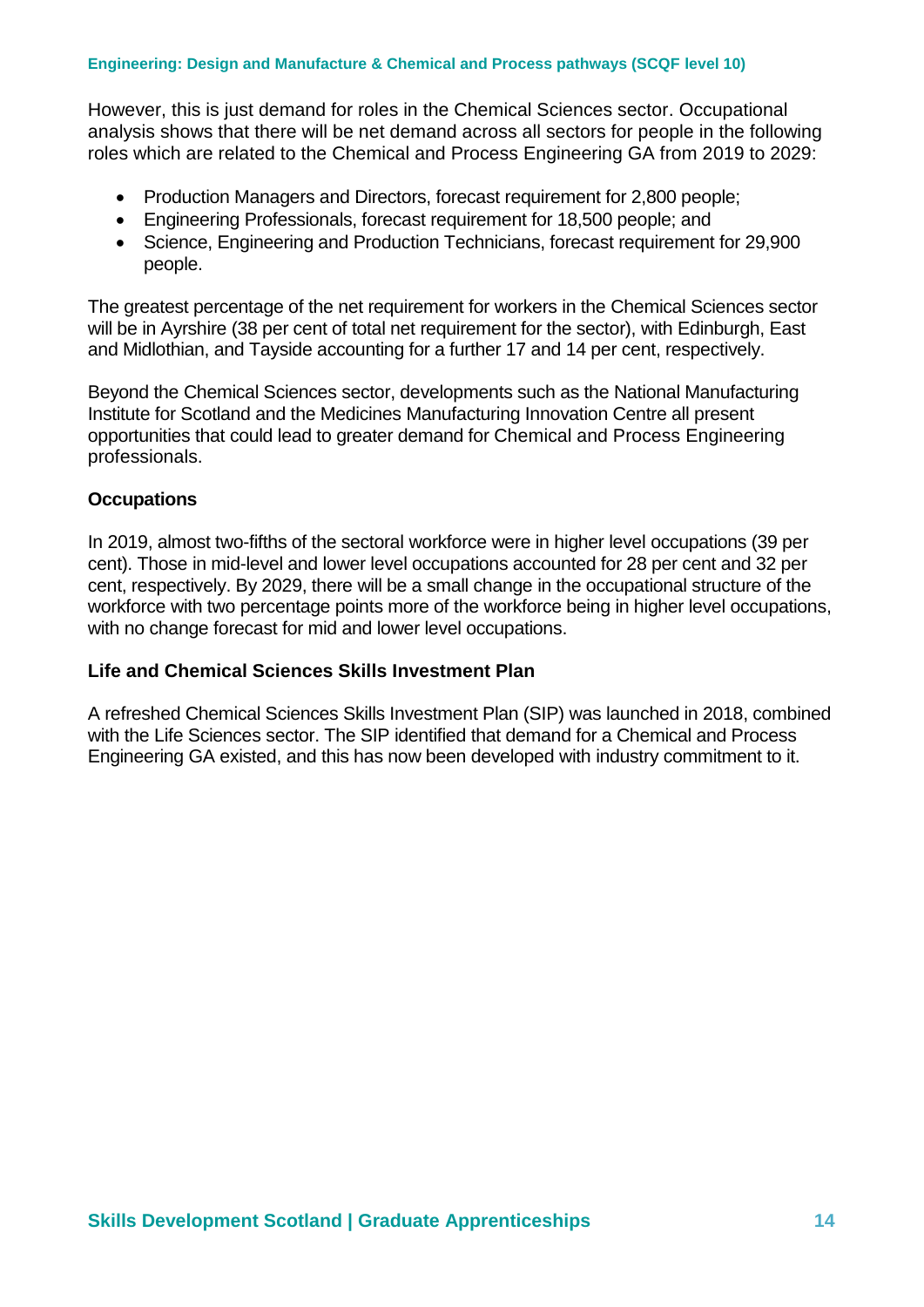However, this is just demand for roles in the Chemical Sciences sector. Occupational analysis shows that there will be net demand across all sectors for people in the following roles which are related to the Chemical and Process Engineering GA from 2019 to 2029:

- Production Managers and Directors, forecast requirement for 2,800 people;
- Engineering Professionals, forecast requirement for 18,500 people; and
- Science, Engineering and Production Technicians, forecast requirement for 29,900 people.

The greatest percentage of the net requirement for workers in the Chemical Sciences sector will be in Ayrshire (38 per cent of total net requirement for the sector), with Edinburgh, East and Midlothian, and Tayside accounting for a further 17 and 14 per cent, respectively.

Beyond the Chemical Sciences sector, developments such as the National Manufacturing Institute for Scotland and the Medicines Manufacturing Innovation Centre all present opportunities that could lead to greater demand for Chemical and Process Engineering professionals.

### Occupations

In 2019, almost two-fifths of the sectoral workforce were in higher level occupations (39 per cent). Those in mid-level and lower level occupations accounted for 28 per cent and 32 per cent, respectively. By 2029, there will be a small change in the occupational structure of the workforce with two percentage points more of the workforce being in higher level occupations, with no change forecast for mid and lower level occupations.

### Life and Chemical Sciences Skills Investment Plan

A refreshed Chemical Sciences Skills Investment Plan (SIP) was launched in 2018, combined with the Life Sciences sector. The SIP identified that demand for a Chemical and Process Engineering GA existed, and this has now been developed with industry commitment to it.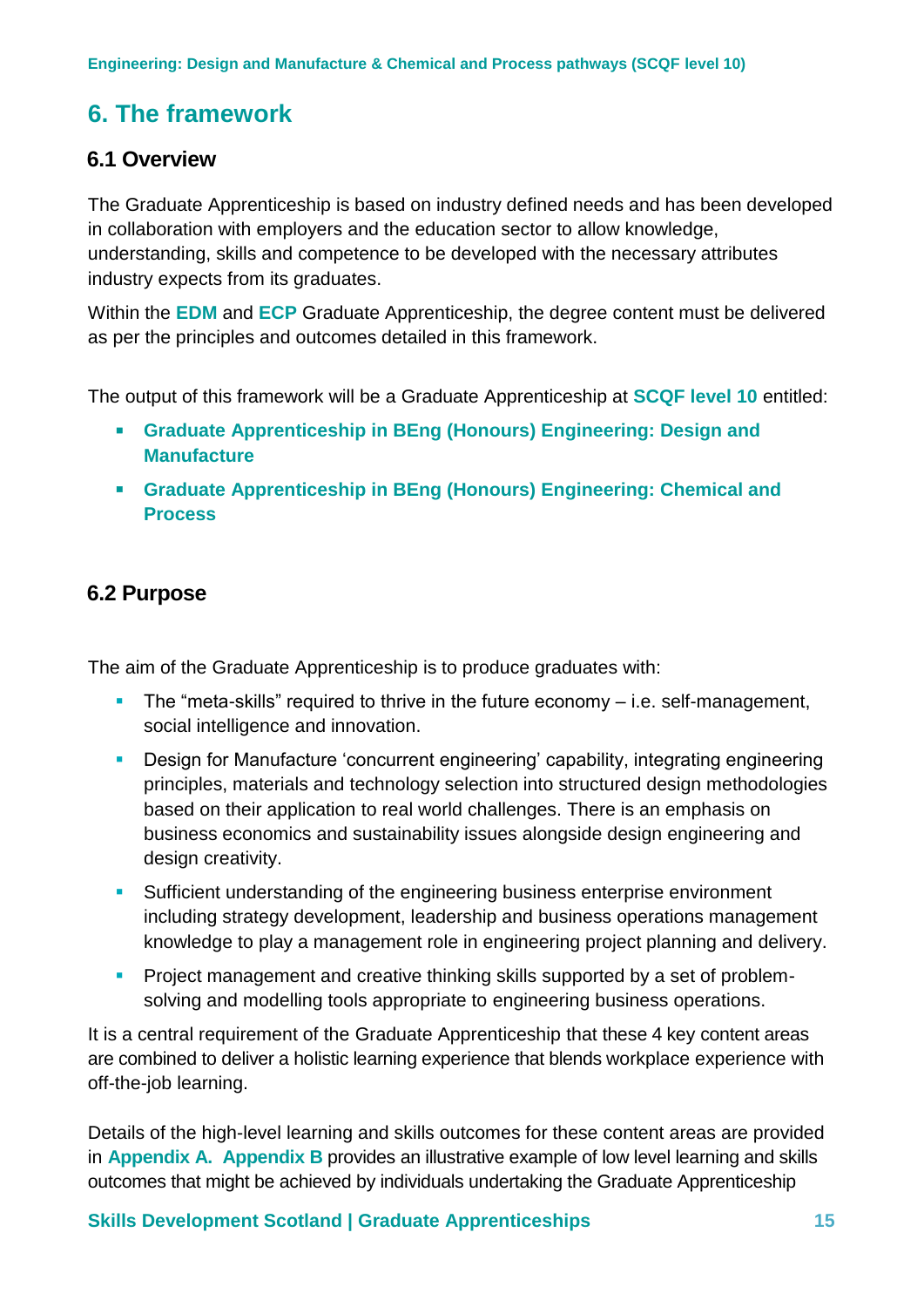# 6. The framework

## 6.1 Overview

The Graduate Apprenticeship is based on industry defined needs and has been developed in collaboration with employers and the education sector to allow knowledge, understanding, skills and competence to be developed with the necessary attributes industry expects from its graduates.

Within the **EDM** and **ECP** Graduate Apprenticeship, the degree content must be delivered as per the principles and outcomes detailed in this framework.

The output of this framework will be a Graduate Apprenticeship at **SCQF level 10** entitled:

- **Graduate Apprenticeship in BEng (Honours) Engineering: Design and Manufacture**
- **Graduate Apprenticeship in BEng (Honours) Engineering: Chemical and Process**

## 6.2 Purpose

The aim of the Graduate Apprenticeship is to produce graduates with:

- The "meta-skills" required to thrive in the future economy – i.e. self-management, social intelligence and innovation.
- Design for Manufacture 'concurrent engineering' capability, integrating engineering principles, materials and technology selection into structured design methodologies based on their application to real world challenges. There is an emphasis on business economics and sustainability issues alongside design engineering and design creativity.
- Sufficient understanding of the engineering business enterprise environment including strategy development, leadership and business operations management knowledge to play a management role in engineering project planning and delivery.
- Project management and creative thinking skills supported by a set of problem-solving and modelling tools appropriate to engineering business operations.

It is a central requirement of the Graduate Apprenticeship that these 4 key content areas are combined to deliver a holistic learning experience that blends workplace experience with off-the-job learning.

Details of the high-level learning and skills outcomes for these content areas are provided in **Appendix A.** **Appendix B** provides an illustrative example of low level learning and skills outcomes that might be achieved by individuals undertaking the Graduate Apprenticeship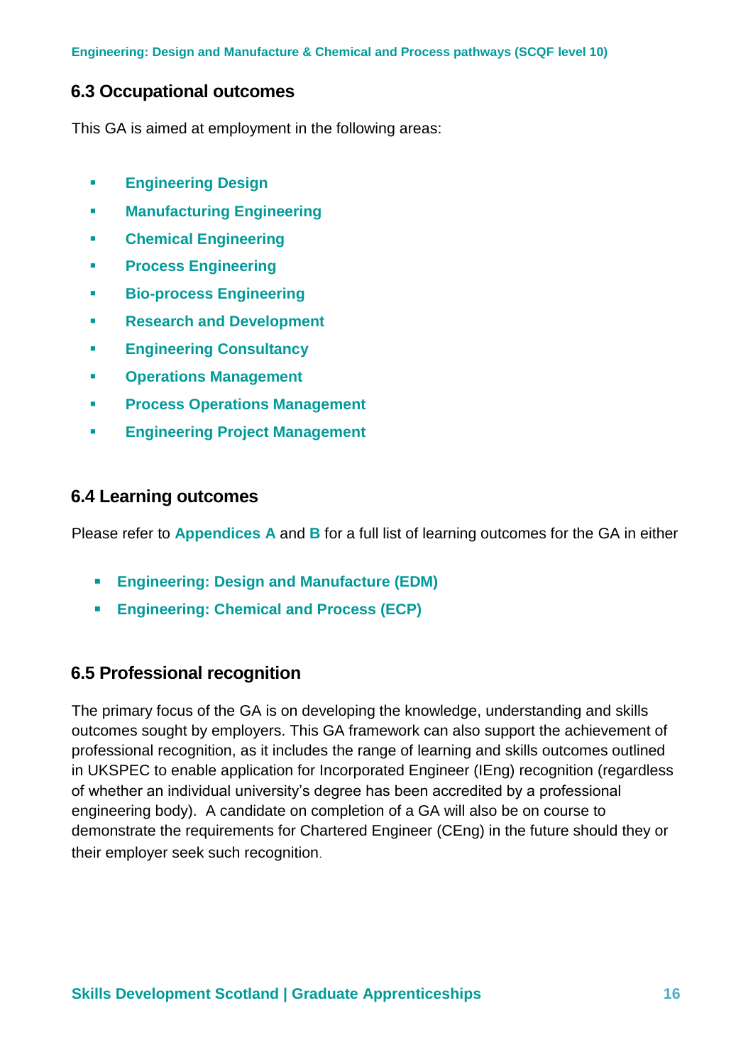## 6.3 Occupational outcomes

This GA is aimed at employment in the following areas:

- **Engineering Design**
- **Manufacturing Engineering**
- **Chemical Engineering**
- **Process Engineering**
- **Bio-process Engineering**
- **Research and Development**
- **Engineering Consultancy**
- **Operations Management**
- **Process Operations Management**
- **Engineering Project Management**

## 6.4 Learning outcomes

Please refer to **Appendices A** and **B** for a full list of learning outcomes for the GA in either

- **Engineering: Design and Manufacture (EDM)**
- **Engineering: Chemical and Process (ECP)**

## 6.5 Professional recognition

The primary focus of the GA is on developing the knowledge, understanding and skills outcomes sought by employers. This GA framework can also support the achievement of professional recognition, as it includes the range of learning and skills outcomes outlined in UKSPEC to enable application for Incorporated Engineer (IEng) recognition (regardless of whether an individual university's degree has been accredited by a professional engineering body). A candidate on completion of a GA will also be on course to demonstrate the requirements for Chartered Engineer (CEng) in the future should they or their employer seek such recognition.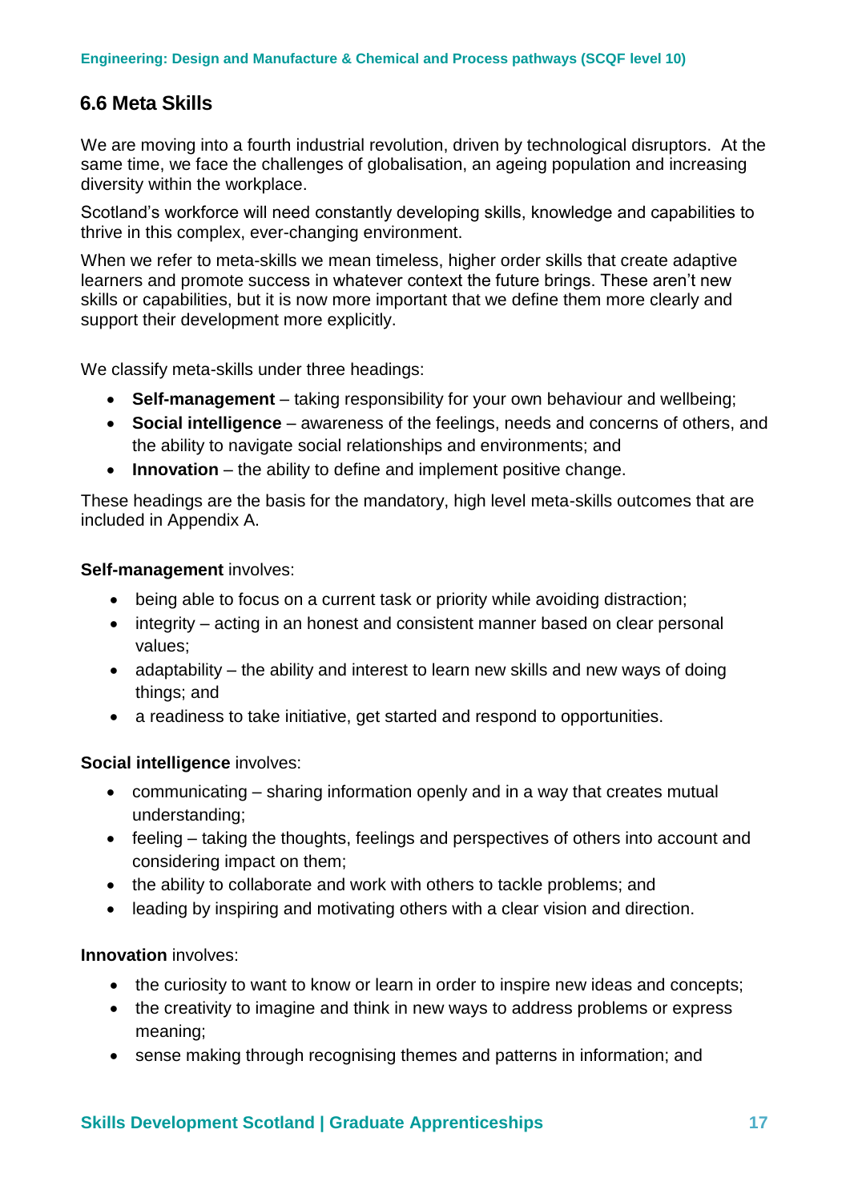## 6.6 Meta Skills

We are moving into a fourth industrial revolution, driven by technological disruptors. At the same time, we face the challenges of globalisation, an ageing population and increasing diversity within the workplace.

Scotland's workforce will need constantly developing skills, knowledge and capabilities to thrive in this complex, ever-changing environment.

When we refer to meta-skills we mean timeless, higher order skills that create adaptive learners and promote success in whatever context the future brings. These aren't new skills or capabilities, but it is now more important that we define them more clearly and support their development more explicitly.

We classify meta-skills under three headings:

- **Self-management** – taking responsibility for your own behaviour and wellbeing;
- **Social intelligence** – awareness of the feelings, needs and concerns of others, and the ability to navigate social relationships and environments; and
- **Innovation** – the ability to define and implement positive change.

These headings are the basis for the mandatory, high level meta-skills outcomes that are included in Appendix A.

**Self-management** involves:

- being able to focus on a current task or priority while avoiding distraction;
- integrity – acting in an honest and consistent manner based on clear personal values;
- adaptability – the ability and interest to learn new skills and new ways of doing things; and
- a readiness to take initiative, get started and respond to opportunities.

**Social intelligence** involves:

- communicating – sharing information openly and in a way that creates mutual understanding;
- feeling – taking the thoughts, feelings and perspectives of others into account and considering impact on them;
- the ability to collaborate and work with others to tackle problems; and
- leading by inspiring and motivating others with a clear vision and direction.

**Innovation** involves:

- the curiosity to want to know or learn in order to inspire new ideas and concepts;
- the creativity to imagine and think in new ways to address problems or express meaning;
- sense making through recognising themes and patterns in information; and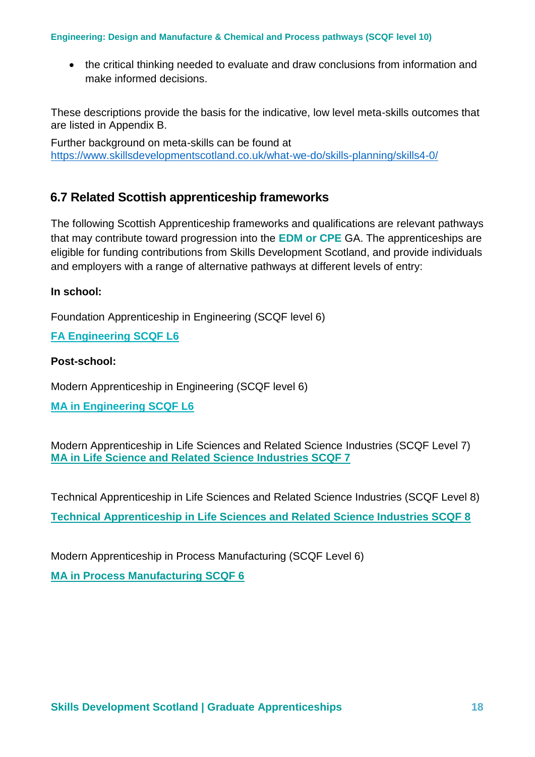- the critical thinking needed to evaluate and draw conclusions from information and make informed decisions.

These descriptions provide the basis for the indicative, low level meta-skills outcomes that are listed in Appendix B.

Further background on meta-skills can be found at https://www.skillsdevelopmentscotland.co.uk/what-we-do/skills-planning/skills4-0/

## 6.7 Related Scottish apprenticeship frameworks

The following Scottish Apprenticeship frameworks and qualifications are relevant pathways that may contribute toward progression into the **EDM or CPE** GA. The apprenticeships are eligible for funding contributions from Skills Development Scotland, and provide individuals and employers with a range of alternative pathways at different levels of entry:

**In school:**

Foundation Apprenticeship in Engineering (SCQF level 6)

**FA Engineering SCQF L6**

**Post-school:**

Modern Apprenticeship in Engineering (SCQF level 6)

**MA in Engineering SCQF L6**

Modern Apprenticeship in Life Sciences and Related Science Industries (SCQF Level 7)
**MA in Life Science and Related Science Industries SCQF 7**

Technical Apprenticeship in Life Sciences and Related Science Industries (SCQF Level 8)

**Technical Apprenticeship in Life Sciences and Related Science Industries SCQF 8**

Modern Apprenticeship in Process Manufacturing (SCQF Level 6)

**MA in Process Manufacturing SCQF 6**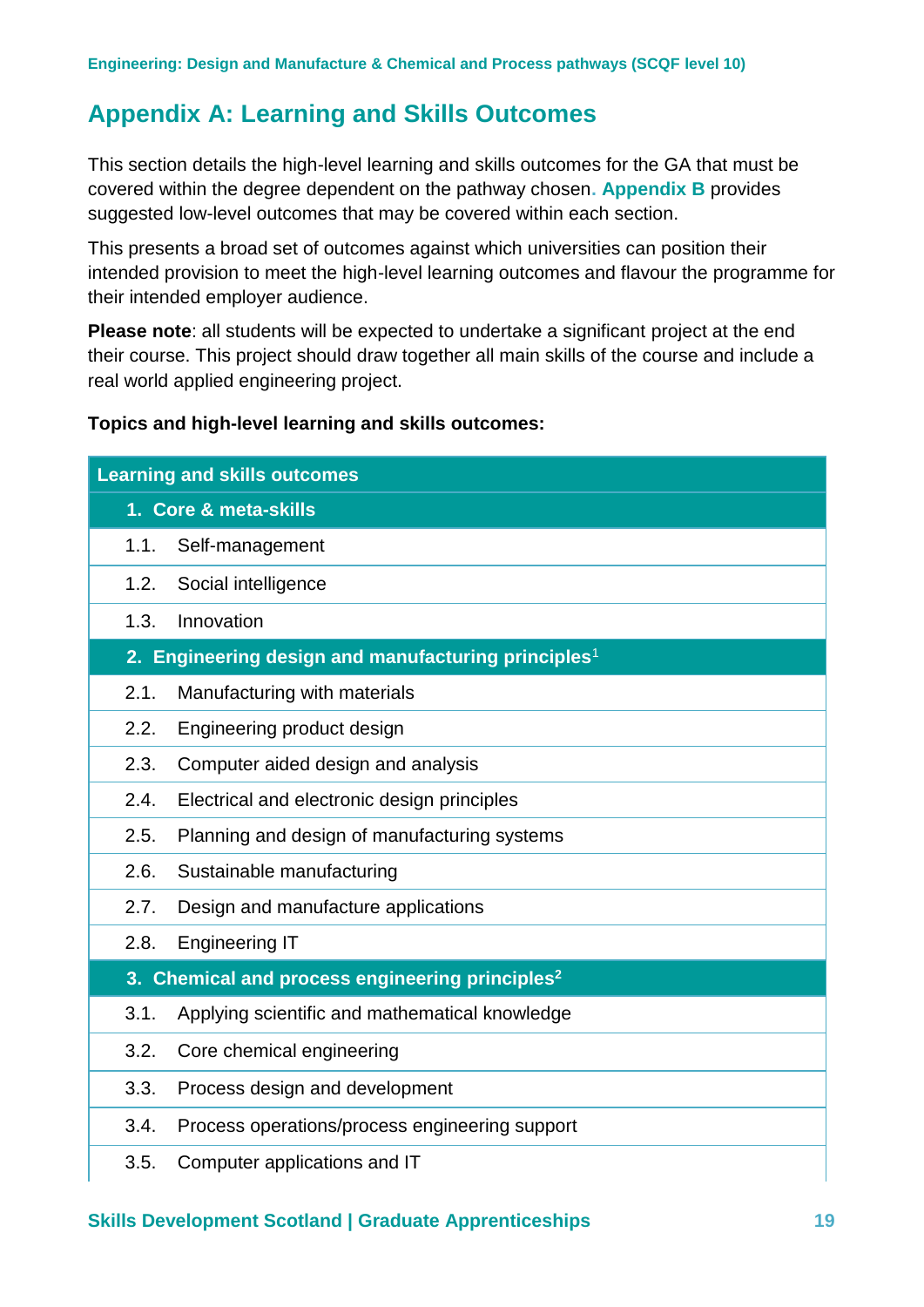## Appendix A: Learning and Skills Outcomes

This section details the high-level learning and skills outcomes for the GA that must be covered within the degree dependent on the pathway chosen. **Appendix B** provides suggested low-level outcomes that may be covered within each section.

This presents a broad set of outcomes against which universities can position their intended provision to meet the high-level learning outcomes and flavour the programme for their intended employer audience.

**Please note**: all students will be expected to undertake a significant project at the end their course. This project should draw together all main skills of the course and include a real world applied engineering project.

**Topics and high-level learning and skills outcomes:**

| Learning and skills outcomes |
|---|
| **1. Core & meta-skills** |
| 1.1. Self-management |
| 1.2. Social intelligence |
| 1.3. Innovation |
| **2. Engineering design and manufacturing principles**[1] |
| 2.1. Manufacturing with materials |
| 2.2. Engineering product design |
| 2.3. Computer aided design and analysis |
| 2.4. Electrical and electronic design principles |
| 2.5. Planning and design of manufacturing systems |
| 2.6. Sustainable manufacturing |
| 2.7. Design and manufacture applications |
| 2.8. Engineering IT |
| **3. Chemical and process engineering principles**[2] |
| 3.1. Applying scientific and mathematical knowledge |
| 3.2. Core chemical engineering |
| 3.3. Process design and development |
| 3.4. Process operations/process engineering support |
| 3.5. Computer applications and IT |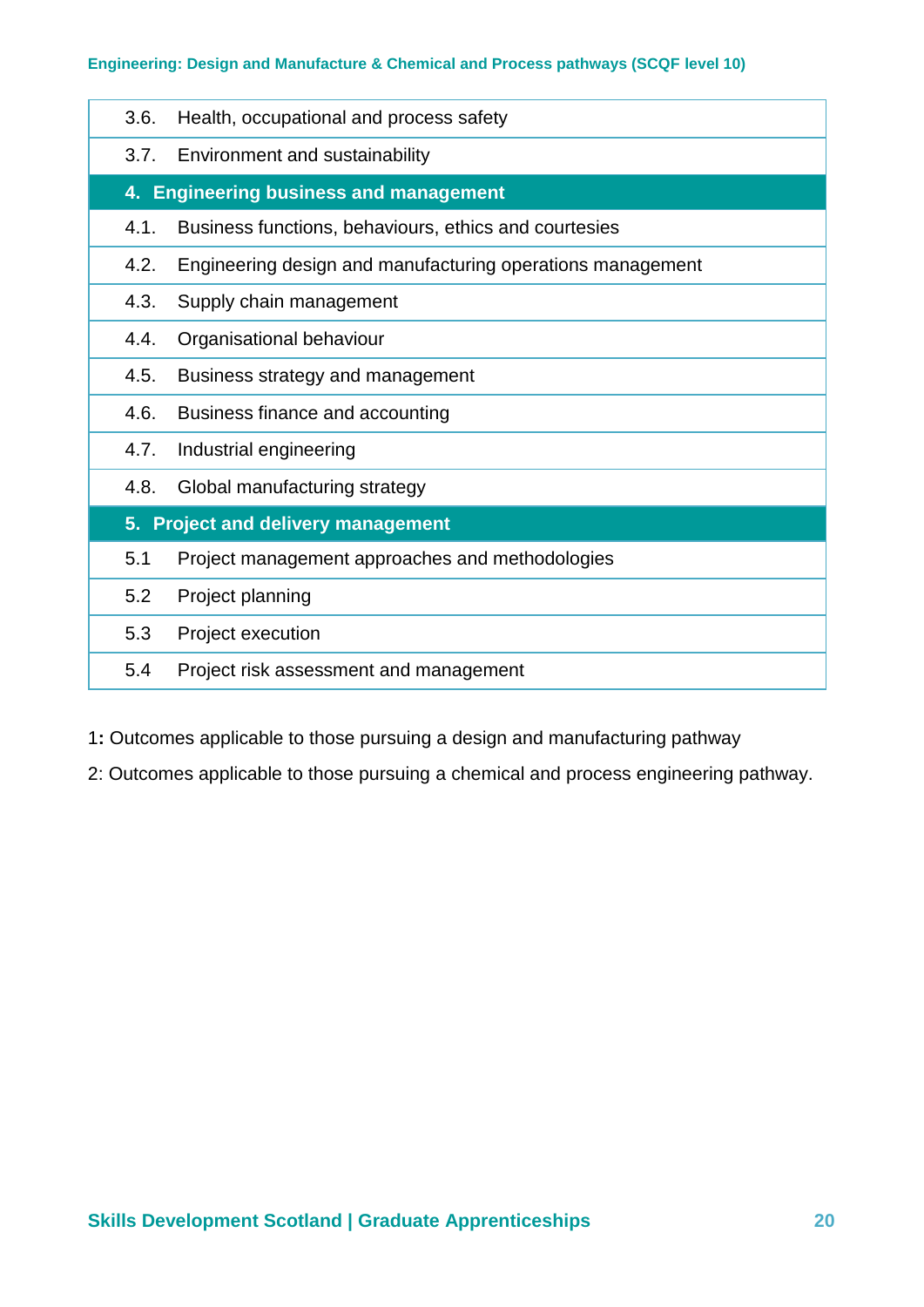| | |
|---|---|
| 3.6. | Health, occupational and process safety |
| 3.7. | Environment and sustainability |
| **4.** | **Engineering business and management** |
| 4.1. | Business functions, behaviours, ethics and courtesies |
| 4.2. | Engineering design and manufacturing operations management |
| 4.3. | Supply chain management |
| 4.4. | Organisational behaviour |
| 4.5. | Business strategy and management |
| 4.6. | Business finance and accounting |
| 4.7. | Industrial engineering |
| 4.8. | Global manufacturing strategy |
| **5.** | **Project and delivery management** |
| 5.1 | Project management approaches and methodologies |
| 5.2 | Project planning |
| 5.3 | Project execution |
| 5.4 | Project risk assessment and management |

1: Outcomes applicable to those pursuing a design and manufacturing pathway

2: Outcomes applicable to those pursuing a chemical and process engineering pathway.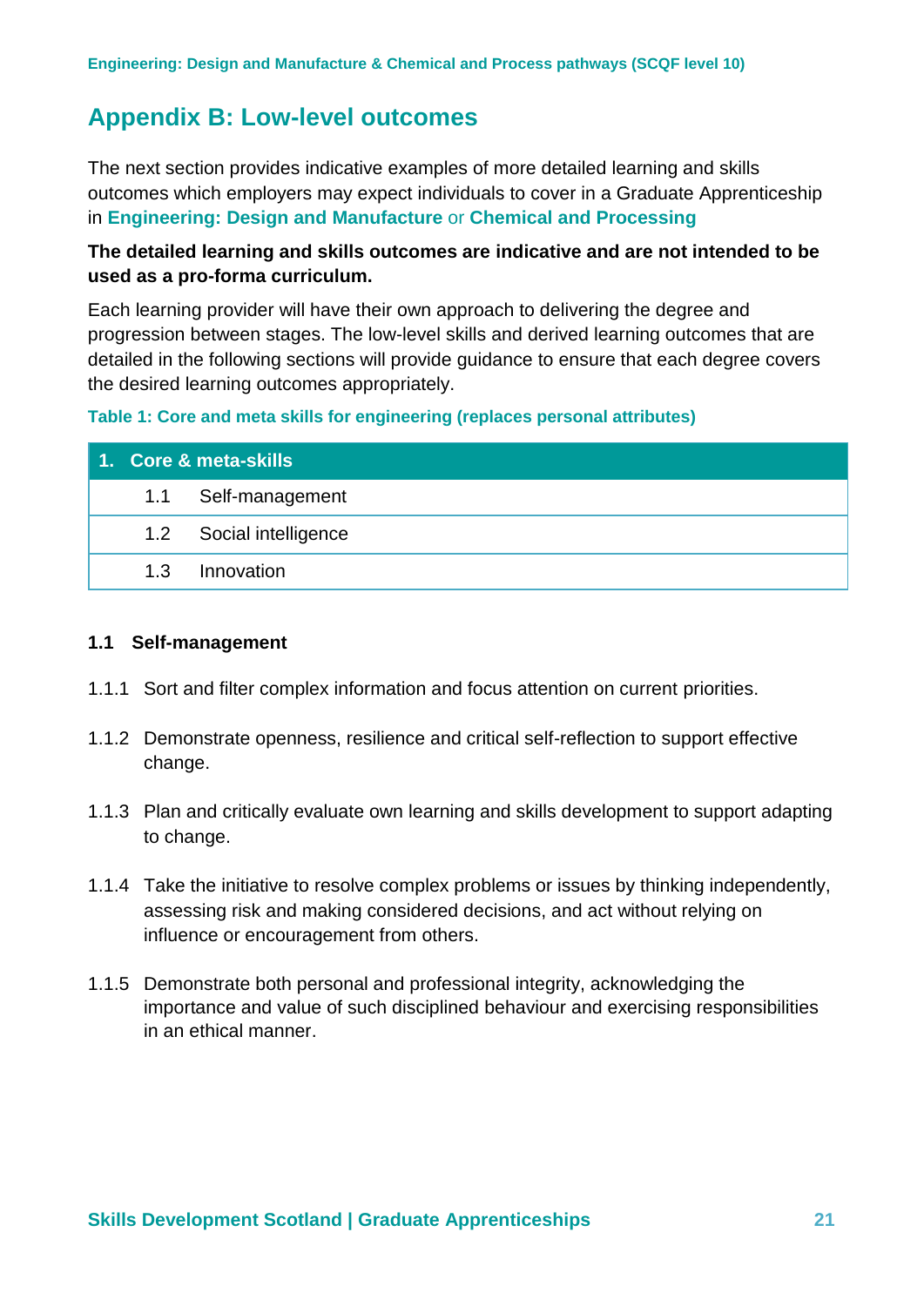# Appendix B: Low-level outcomes

The next section provides indicative examples of more detailed learning and skills outcomes which employers may expect individuals to cover in a Graduate Apprenticeship in **Engineering: Design and Manufacture** or **Chemical and Processing**

**The detailed learning and skills outcomes are indicative and are not intended to be used as a pro-forma curriculum.**

Each learning provider will have their own approach to delivering the degree and progression between stages. The low-level skills and derived learning outcomes that are detailed in the following sections will provide guidance to ensure that each degree covers the desired learning outcomes appropriately.

**Table 1: Core and meta skills for engineering (replaces personal attributes)**

| **1. Core & meta-skills** | |
|---|---|
| 1.1 | Self-management |
| 1.2 | Social intelligence |
| 1.3 | Innovation |

### 1.1 Self-management

1.1.1 Sort and filter complex information and focus attention on current priorities.

1.1.2 Demonstrate openness, resilience and critical self-reflection to support effective change.

1.1.3 Plan and critically evaluate own learning and skills development to support adapting to change.

1.1.4 Take the initiative to resolve complex problems or issues by thinking independently, assessing risk and making considered decisions, and act without relying on influence or encouragement from others.

1.1.5 Demonstrate both personal and professional integrity, acknowledging the importance and value of such disciplined behaviour and exercising responsibilities in an ethical manner.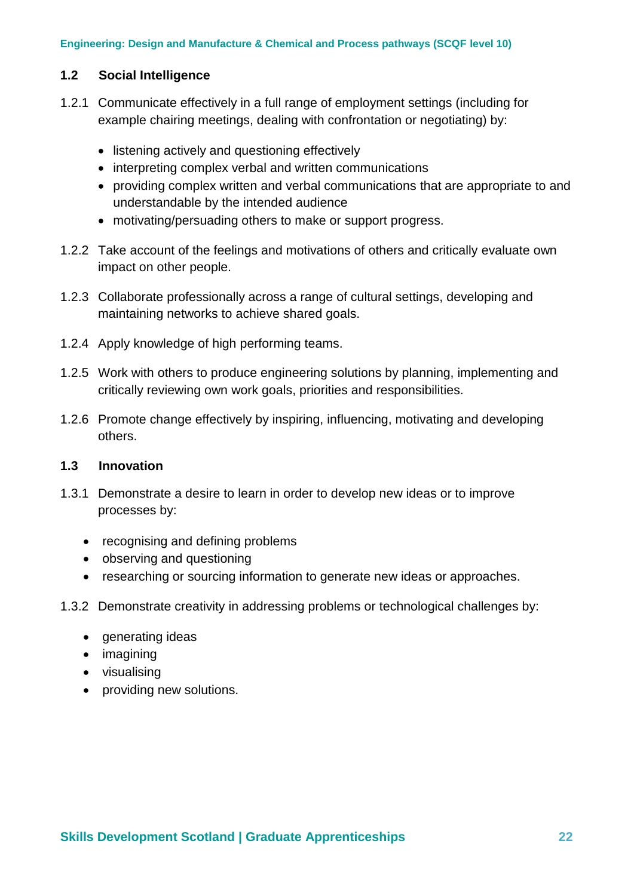### 1.2 Social Intelligence

1.2.1 Communicate effectively in a full range of employment settings (including for example chairing meetings, dealing with confrontation or negotiating) by:

- listening actively and questioning effectively
- interpreting complex verbal and written communications
- providing complex written and verbal communications that are appropriate to and understandable by the intended audience
- motivating/persuading others to make or support progress.

1.2.2 Take account of the feelings and motivations of others and critically evaluate own impact on other people.

1.2.3 Collaborate professionally across a range of cultural settings, developing and maintaining networks to achieve shared goals.

1.2.4 Apply knowledge of high performing teams.

1.2.5 Work with others to produce engineering solutions by planning, implementing and critically reviewing own work goals, priorities and responsibilities.

1.2.6 Promote change effectively by inspiring, influencing, motivating and developing others.

### 1.3 Innovation

1.3.1 Demonstrate a desire to learn in order to develop new ideas or to improve processes by:

- recognising and defining problems
- observing and questioning
- researching or sourcing information to generate new ideas or approaches.

1.3.2 Demonstrate creativity in addressing problems or technological challenges by:

- generating ideas
- imagining
- visualising
- providing new solutions.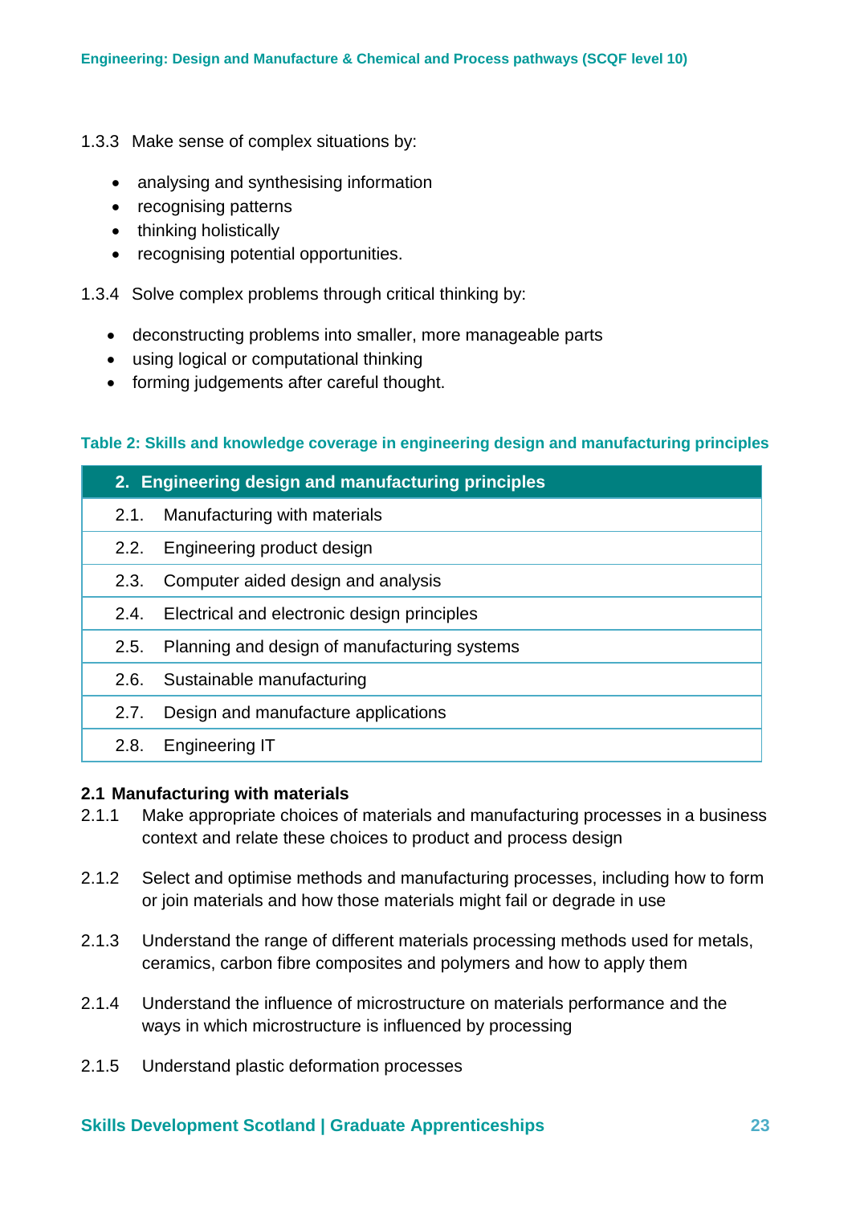1.3.3 Make sense of complex situations by:

- analysing and synthesising information
- recognising patterns
- thinking holistically
- recognising potential opportunities.

1.3.4 Solve complex problems through critical thinking by:

- deconstructing problems into smaller, more manageable parts
- using logical or computational thinking
- forming judgements after careful thought.

**Table 2: Skills and knowledge coverage in engineering design and manufacturing principles**

| 2. Engineering design and manufacturing principles |
|---|
| 2.1. Manufacturing with materials |
| 2.2. Engineering product design |
| 2.3. Computer aided design and analysis |
| 2.4. Electrical and electronic design principles |
| 2.5. Planning and design of manufacturing systems |
| 2.6. Sustainable manufacturing |
| 2.7. Design and manufacture applications |
| 2.8. Engineering IT |

**2.1 Manufacturing with materials**

2.1.1 Make appropriate choices of materials and manufacturing processes in a business context and relate these choices to product and process design

2.1.2 Select and optimise methods and manufacturing processes, including how to form or join materials and how those materials might fail or degrade in use

2.1.3 Understand the range of different materials processing methods used for metals, ceramics, carbon fibre composites and polymers and how to apply them

2.1.4 Understand the influence of microstructure on materials performance and the ways in which microstructure is influenced by processing

2.1.5 Understand plastic deformation processes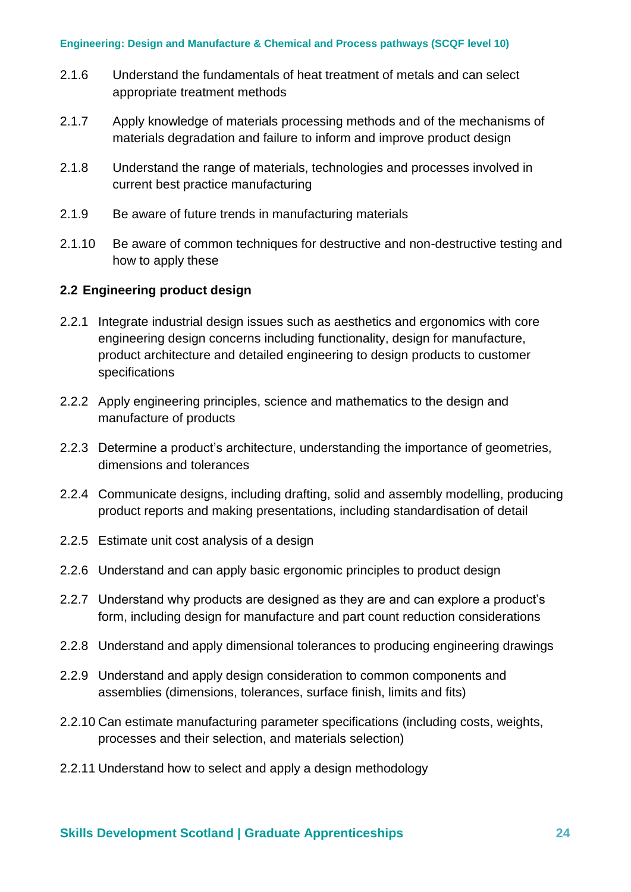2.1.6 Understand the fundamentals of heat treatment of metals and can select appropriate treatment methods

2.1.7 Apply knowledge of materials processing methods and of the mechanisms of materials degradation and failure to inform and improve product design

2.1.8 Understand the range of materials, technologies and processes involved in current best practice manufacturing

2.1.9 Be aware of future trends in manufacturing materials

2.1.10 Be aware of common techniques for destructive and non-destructive testing and how to apply these

**2.2 Engineering product design**

2.2.1 Integrate industrial design issues such as aesthetics and ergonomics with core engineering design concerns including functionality, design for manufacture, product architecture and detailed engineering to design products to customer specifications

2.2.2 Apply engineering principles, science and mathematics to the design and manufacture of products

2.2.3 Determine a product's architecture, understanding the importance of geometries, dimensions and tolerances

2.2.4 Communicate designs, including drafting, solid and assembly modelling, producing product reports and making presentations, including standardisation of detail

2.2.5 Estimate unit cost analysis of a design

2.2.6 Understand and can apply basic ergonomic principles to product design

2.2.7 Understand why products are designed as they are and can explore a product's form, including design for manufacture and part count reduction considerations

2.2.8 Understand and apply dimensional tolerances to producing engineering drawings

2.2.9 Understand and apply design consideration to common components and assemblies (dimensions, tolerances, surface finish, limits and fits)

2.2.10 Can estimate manufacturing parameter specifications (including costs, weights, processes and their selection, and materials selection)

2.2.11 Understand how to select and apply a design methodology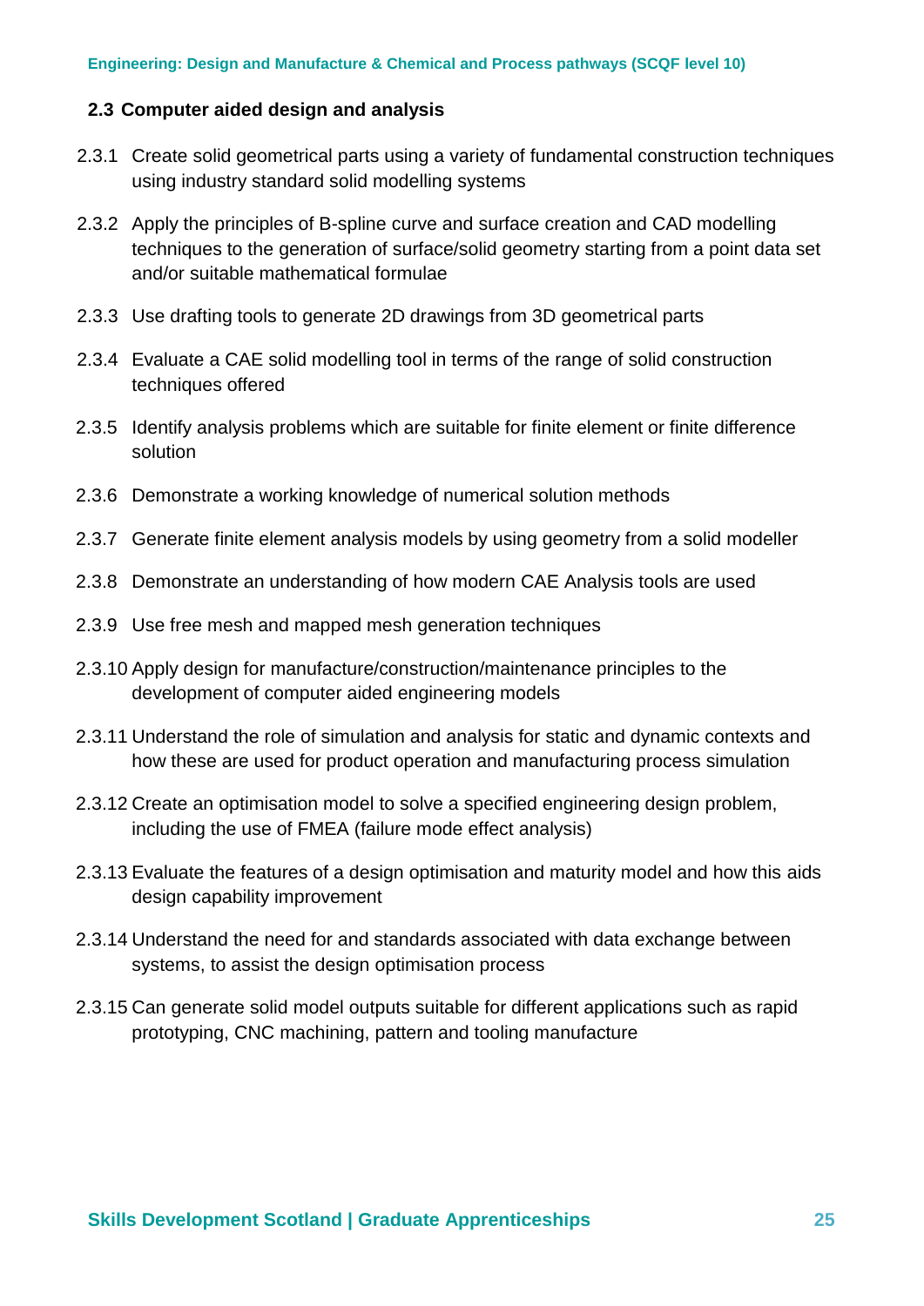## 2.3 Computer aided design and analysis

2.3.1 Create solid geometrical parts using a variety of fundamental construction techniques using industry standard solid modelling systems

2.3.2 Apply the principles of B-spline curve and surface creation and CAD modelling techniques to the generation of surface/solid geometry starting from a point data set and/or suitable mathematical formulae

2.3.3 Use drafting tools to generate 2D drawings from 3D geometrical parts

2.3.4 Evaluate a CAE solid modelling tool in terms of the range of solid construction techniques offered

2.3.5 Identify analysis problems which are suitable for finite element or finite difference solution

2.3.6 Demonstrate a working knowledge of numerical solution methods

2.3.7 Generate finite element analysis models by using geometry from a solid modeller

2.3.8 Demonstrate an understanding of how modern CAE Analysis tools are used

2.3.9 Use free mesh and mapped mesh generation techniques

2.3.10 Apply design for manufacture/construction/maintenance principles to the development of computer aided engineering models

2.3.11 Understand the role of simulation and analysis for static and dynamic contexts and how these are used for product operation and manufacturing process simulation

2.3.12 Create an optimisation model to solve a specified engineering design problem, including the use of FMEA (failure mode effect analysis)

2.3.13 Evaluate the features of a design optimisation and maturity model and how this aids design capability improvement

2.3.14 Understand the need for and standards associated with data exchange between systems, to assist the design optimisation process

2.3.15 Can generate solid model outputs suitable for different applications such as rapid prototyping, CNC machining, pattern and tooling manufacture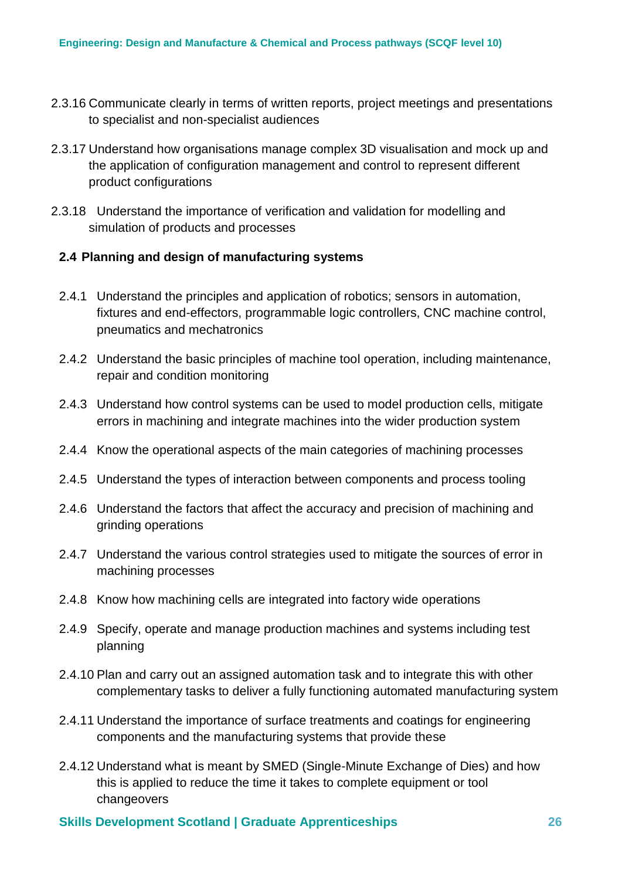2.3.16 Communicate clearly in terms of written reports, project meetings and presentations to specialist and non-specialist audiences

2.3.17 Understand how organisations manage complex 3D visualisation and mock up and the application of configuration management and control to represent different product configurations

2.3.18 Understand the importance of verification and validation for modelling and simulation of products and processes

### 2.4 Planning and design of manufacturing systems

2.4.1 Understand the principles and application of robotics; sensors in automation, fixtures and end-effectors, programmable logic controllers, CNC machine control, pneumatics and mechatronics

2.4.2 Understand the basic principles of machine tool operation, including maintenance, repair and condition monitoring

2.4.3 Understand how control systems can be used to model production cells, mitigate errors in machining and integrate machines into the wider production system

2.4.4 Know the operational aspects of the main categories of machining processes

2.4.5 Understand the types of interaction between components and process tooling

2.4.6 Understand the factors that affect the accuracy and precision of machining and grinding operations

2.4.7 Understand the various control strategies used to mitigate the sources of error in machining processes

2.4.8 Know how machining cells are integrated into factory wide operations

2.4.9 Specify, operate and manage production machines and systems including test planning

2.4.10 Plan and carry out an assigned automation task and to integrate this with other complementary tasks to deliver a fully functioning automated manufacturing system

2.4.11 Understand the importance of surface treatments and coatings for engineering components and the manufacturing systems that provide these

2.4.12 Understand what is meant by SMED (Single-Minute Exchange of Dies) and how this is applied to reduce the time it takes to complete equipment or tool changeovers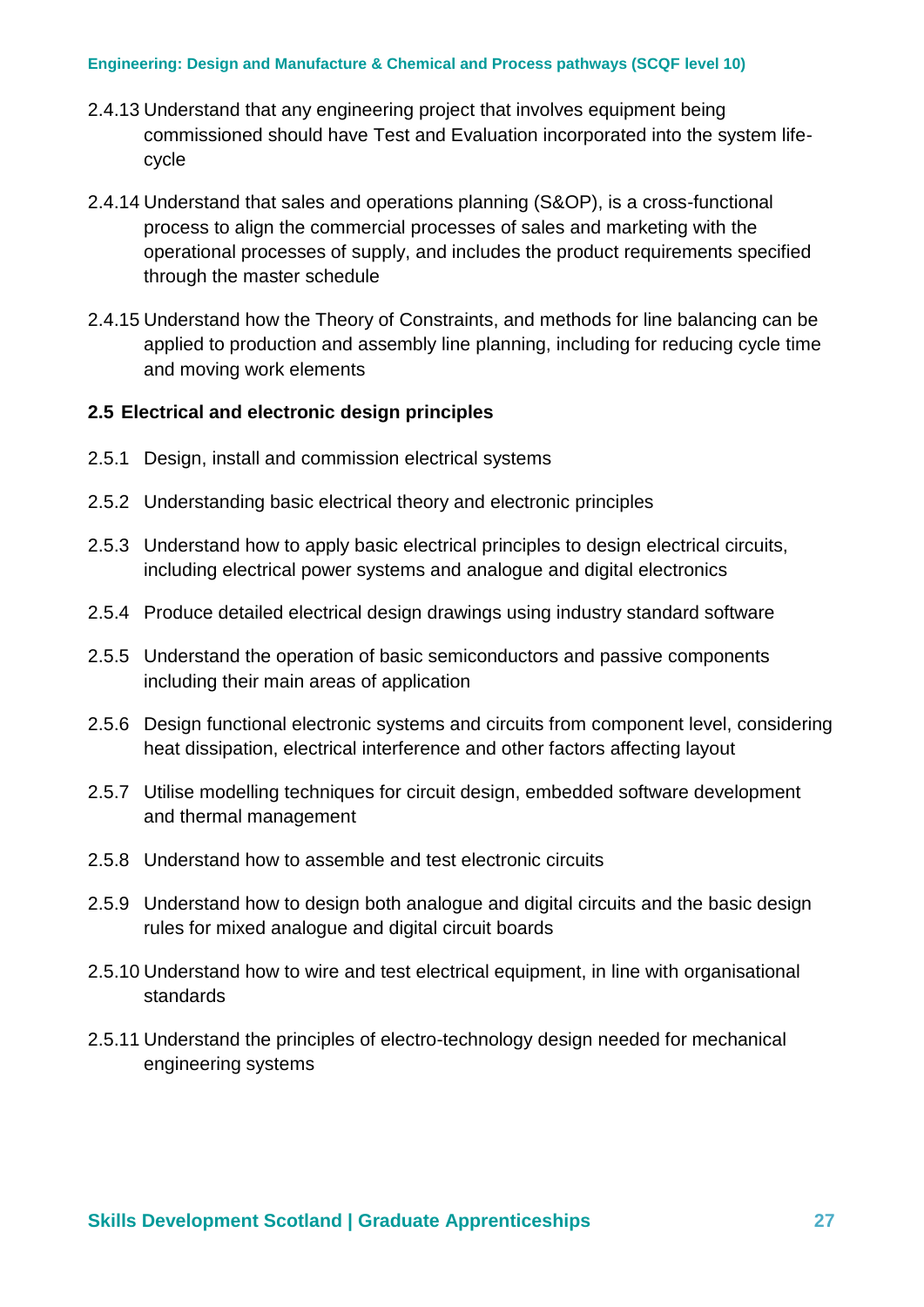2.4.13 Understand that any engineering project that involves equipment being commissioned should have Test and Evaluation incorporated into the system life-cycle

2.4.14 Understand that sales and operations planning (S&OP), is a cross-functional process to align the commercial processes of sales and marketing with the operational processes of supply, and includes the product requirements specified through the master schedule

2.4.15 Understand how the Theory of Constraints, and methods for line balancing can be applied to production and assembly line planning, including for reducing cycle time and moving work elements

### 2.5 Electrical and electronic design principles

2.5.1 Design, install and commission electrical systems

2.5.2 Understanding basic electrical theory and electronic principles

2.5.3 Understand how to apply basic electrical principles to design electrical circuits, including electrical power systems and analogue and digital electronics

2.5.4 Produce detailed electrical design drawings using industry standard software

2.5.5 Understand the operation of basic semiconductors and passive components including their main areas of application

2.5.6 Design functional electronic systems and circuits from component level, considering heat dissipation, electrical interference and other factors affecting layout

2.5.7 Utilise modelling techniques for circuit design, embedded software development and thermal management

2.5.8 Understand how to assemble and test electronic circuits

2.5.9 Understand how to design both analogue and digital circuits and the basic design rules for mixed analogue and digital circuit boards

2.5.10 Understand how to wire and test electrical equipment, in line with organisational standards

2.5.11 Understand the principles of electro-technology design needed for mechanical engineering systems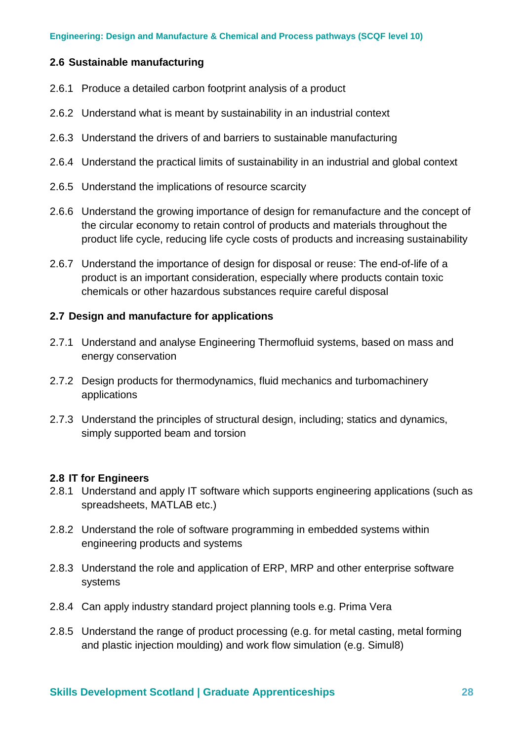### 2.6 Sustainable manufacturing

2.6.1 Produce a detailed carbon footprint analysis of a product

2.6.2 Understand what is meant by sustainability in an industrial context

2.6.3 Understand the drivers of and barriers to sustainable manufacturing

2.6.4 Understand the practical limits of sustainability in an industrial and global context

2.6.5 Understand the implications of resource scarcity

2.6.6 Understand the growing importance of design for remanufacture and the concept of the circular economy to retain control of products and materials throughout the product life cycle, reducing life cycle costs of products and increasing sustainability

2.6.7 Understand the importance of design for disposal or reuse: The end-of-life of a product is an important consideration, especially where products contain toxic chemicals or other hazardous substances require careful disposal

### 2.7 Design and manufacture for applications

2.7.1 Understand and analyse Engineering Thermofluid systems, based on mass and energy conservation

2.7.2 Design products for thermodynamics, fluid mechanics and turbomachinery applications

2.7.3 Understand the principles of structural design, including; statics and dynamics, simply supported beam and torsion

### 2.8 IT for Engineers

2.8.1 Understand and apply IT software which supports engineering applications (such as spreadsheets, MATLAB etc.)

2.8.2 Understand the role of software programming in embedded systems within engineering products and systems

2.8.3 Understand the role and application of ERP, MRP and other enterprise software systems

2.8.4 Can apply industry standard project planning tools e.g. Prima Vera

2.8.5 Understand the range of product processing (e.g. for metal casting, metal forming and plastic injection moulding) and work flow simulation (e.g. Simul8)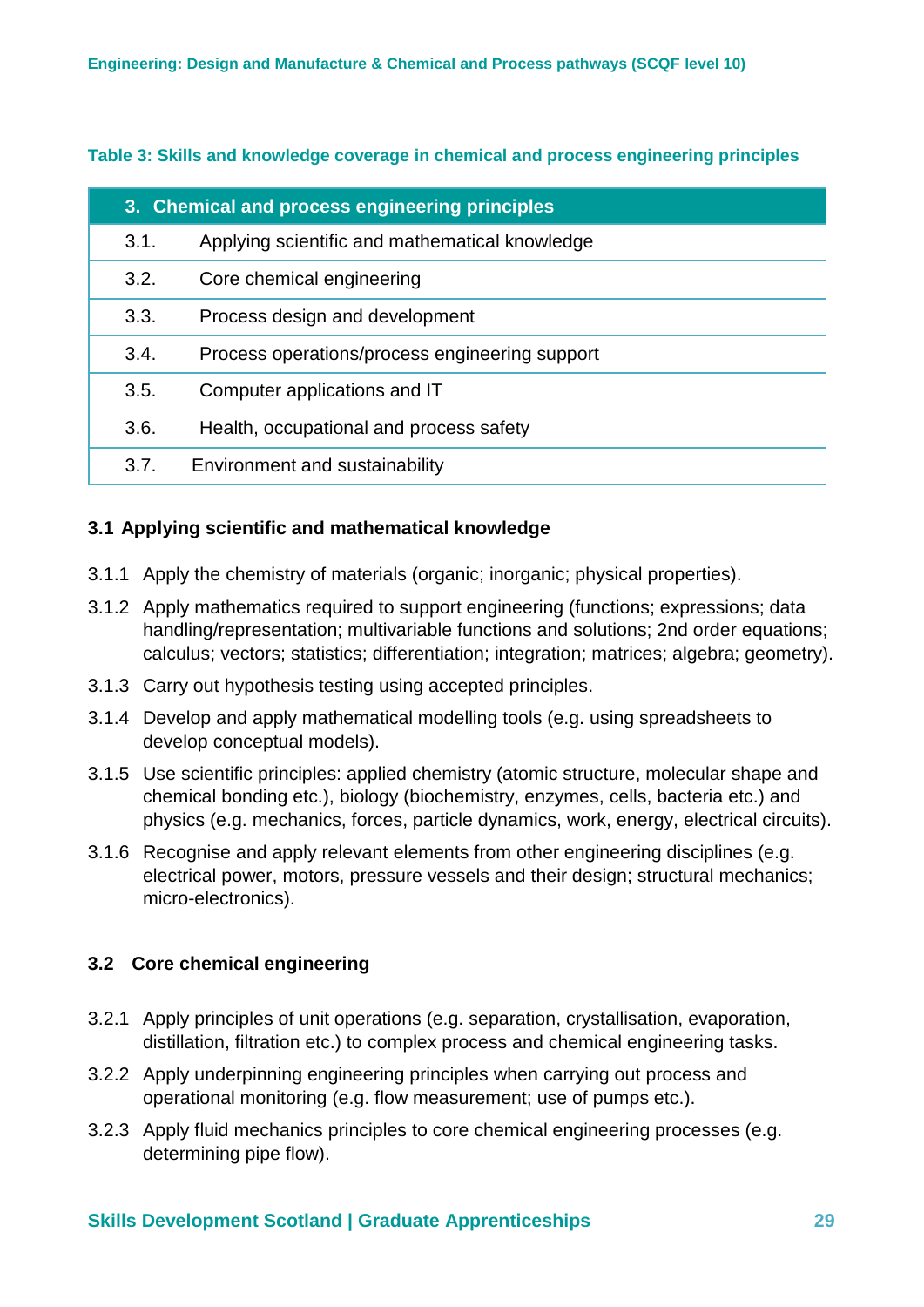Table 3: Skills and knowledge coverage in chemical and process engineering principles

| 3. Chemical and process engineering principles | |
|---|---|
| 3.1. | Applying scientific and mathematical knowledge |
| 3.2. | Core chemical engineering |
| 3.3. | Process design and development |
| 3.4. | Process operations/process engineering support |
| 3.5. | Computer applications and IT |
| 3.6. | Health, occupational and process safety |
| 3.7. | Environment and sustainability |

### 3.1 Applying scientific and mathematical knowledge

3.1.1 Apply the chemistry of materials (organic; inorganic; physical properties).

3.1.2 Apply mathematics required to support engineering (functions; expressions; data handling/representation; multivariable functions and solutions; 2nd order equations; calculus; vectors; statistics; differentiation; integration; matrices; algebra; geometry).

3.1.3 Carry out hypothesis testing using accepted principles.

3.1.4 Develop and apply mathematical modelling tools (e.g. using spreadsheets to develop conceptual models).

3.1.5 Use scientific principles: applied chemistry (atomic structure, molecular shape and chemical bonding etc.), biology (biochemistry, enzymes, cells, bacteria etc.) and physics (e.g. mechanics, forces, particle dynamics, work, energy, electrical circuits).

3.1.6 Recognise and apply relevant elements from other engineering disciplines (e.g. electrical power, motors, pressure vessels and their design; structural mechanics; micro-electronics).

### 3.2 Core chemical engineering

3.2.1 Apply principles of unit operations (e.g. separation, crystallisation, evaporation, distillation, filtration etc.) to complex process and chemical engineering tasks.

3.2.2 Apply underpinning engineering principles when carrying out process and operational monitoring (e.g. flow measurement; use of pumps etc.).

3.2.3 Apply fluid mechanics principles to core chemical engineering processes (e.g. determining pipe flow).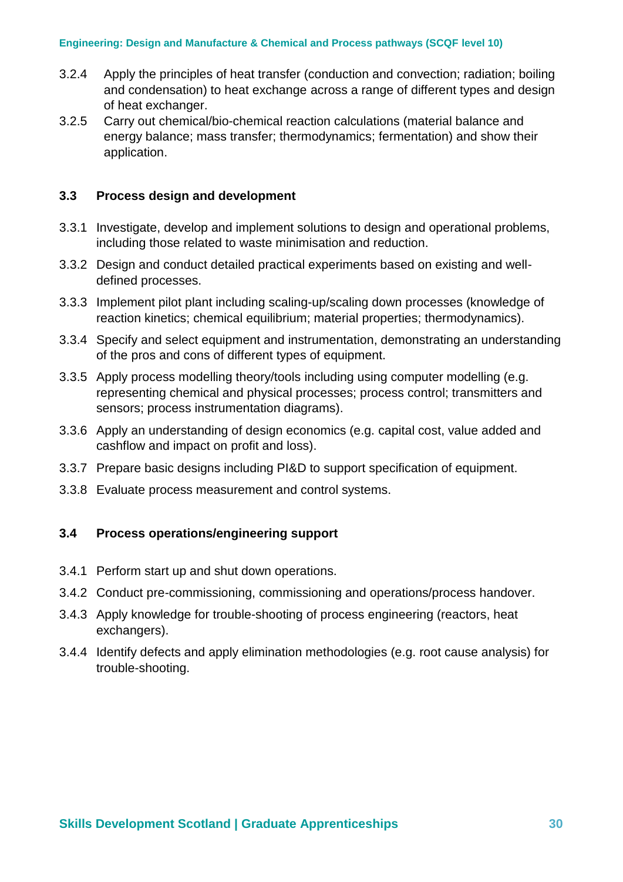3.2.4 Apply the principles of heat transfer (conduction and convection; radiation; boiling and condensation) to heat exchange across a range of different types and design of heat exchanger.

3.2.5 Carry out chemical/bio-chemical reaction calculations (material balance and energy balance; mass transfer; thermodynamics; fermentation) and show their application.

### 3.3 Process design and development

3.3.1 Investigate, develop and implement solutions to design and operational problems, including those related to waste minimisation and reduction.

3.3.2 Design and conduct detailed practical experiments based on existing and well-defined processes.

3.3.3 Implement pilot plant including scaling-up/scaling down processes (knowledge of reaction kinetics; chemical equilibrium; material properties; thermodynamics).

3.3.4 Specify and select equipment and instrumentation, demonstrating an understanding of the pros and cons of different types of equipment.

3.3.5 Apply process modelling theory/tools including using computer modelling (e.g. representing chemical and physical processes; process control; transmitters and sensors; process instrumentation diagrams).

3.3.6 Apply an understanding of design economics (e.g. capital cost, value added and cashflow and impact on profit and loss).

3.3.7 Prepare basic designs including PI&D to support specification of equipment.

3.3.8 Evaluate process measurement and control systems.

### 3.4 Process operations/engineering support

3.4.1 Perform start up and shut down operations.

3.4.2 Conduct pre-commissioning, commissioning and operations/process handover.

3.4.3 Apply knowledge for trouble-shooting of process engineering (reactors, heat exchangers).

3.4.4 Identify defects and apply elimination methodologies (e.g. root cause analysis) for trouble-shooting.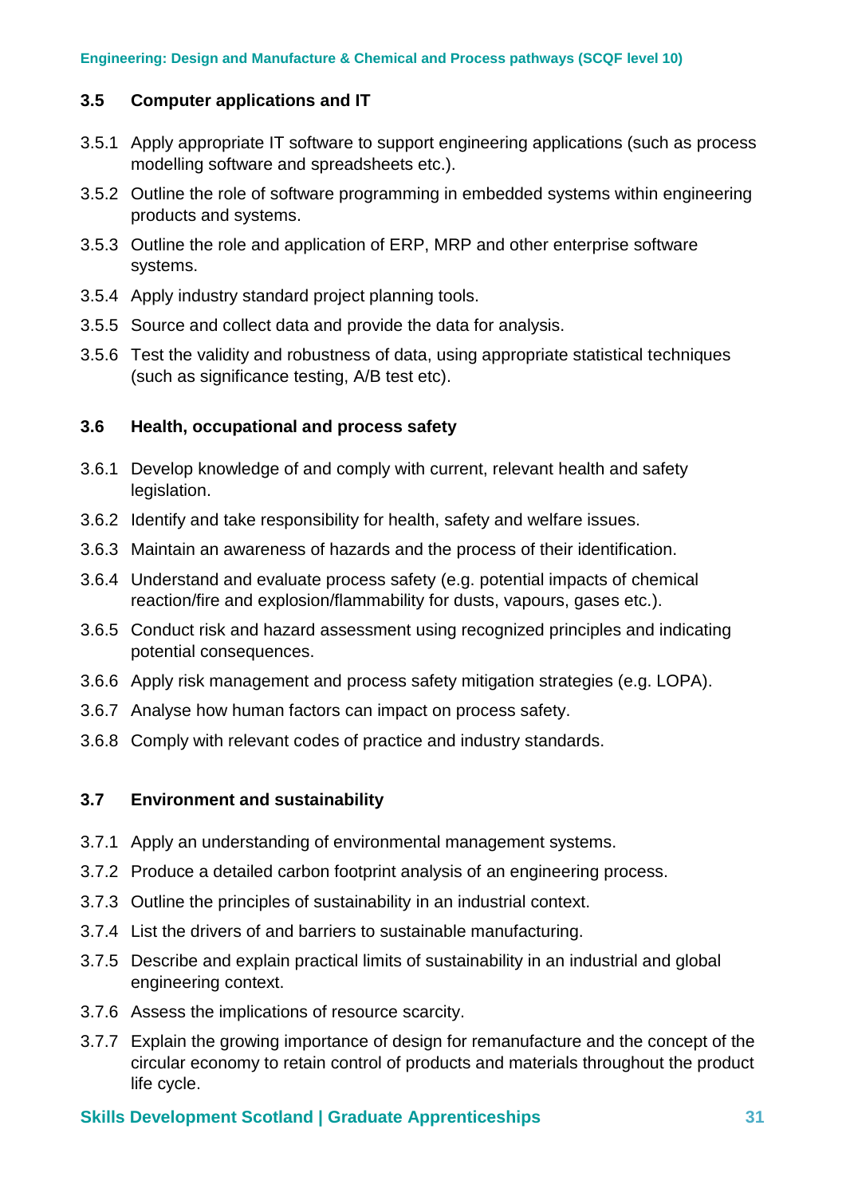### 3.5 Computer applications and IT

3.5.1 Apply appropriate IT software to support engineering applications (such as process modelling software and spreadsheets etc.).

3.5.2 Outline the role of software programming in embedded systems within engineering products and systems.

3.5.3 Outline the role and application of ERP, MRP and other enterprise software systems.

3.5.4 Apply industry standard project planning tools.

3.5.5 Source and collect data and provide the data for analysis.

3.5.6 Test the validity and robustness of data, using appropriate statistical techniques (such as significance testing, A/B test etc).

### 3.6 Health, occupational and process safety

3.6.1 Develop knowledge of and comply with current, relevant health and safety legislation.

3.6.2 Identify and take responsibility for health, safety and welfare issues.

3.6.3 Maintain an awareness of hazards and the process of their identification.

3.6.4 Understand and evaluate process safety (e.g. potential impacts of chemical reaction/fire and explosion/flammability for dusts, vapours, gases etc.).

3.6.5 Conduct risk and hazard assessment using recognized principles and indicating potential consequences.

3.6.6 Apply risk management and process safety mitigation strategies (e.g. LOPA).

3.6.7 Analyse how human factors can impact on process safety.

3.6.8 Comply with relevant codes of practice and industry standards.

### 3.7 Environment and sustainability

3.7.1 Apply an understanding of environmental management systems.

3.7.2 Produce a detailed carbon footprint analysis of an engineering process.

3.7.3 Outline the principles of sustainability in an industrial context.

3.7.4 List the drivers of and barriers to sustainable manufacturing.

3.7.5 Describe and explain practical limits of sustainability in an industrial and global engineering context.

3.7.6 Assess the implications of resource scarcity.

3.7.7 Explain the growing importance of design for remanufacture and the concept of the circular economy to retain control of products and materials throughout the product life cycle.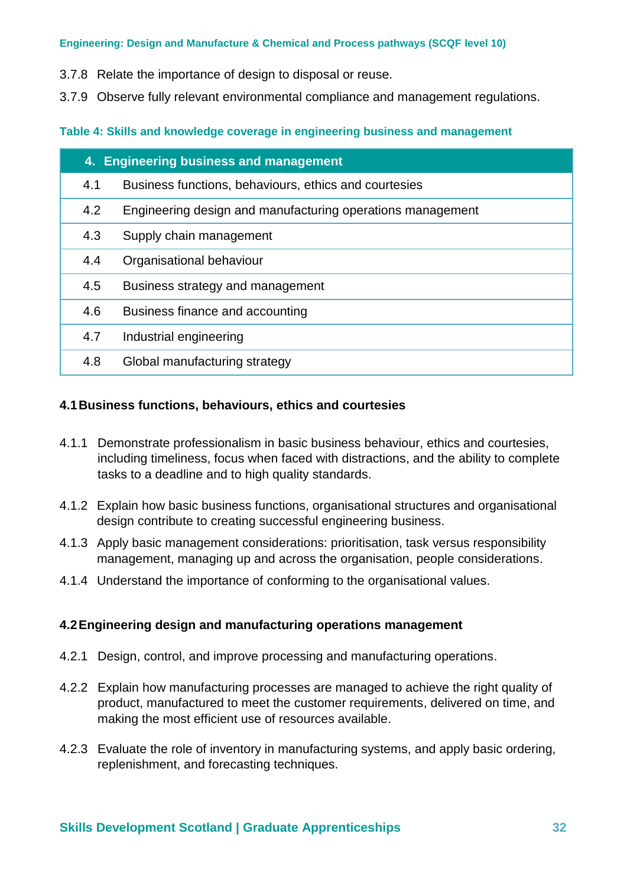3.7.8 Relate the importance of design to disposal or reuse.

3.7.9 Observe fully relevant environmental compliance and management regulations.

**Table 4: Skills and knowledge coverage in engineering business and management**

| 4. | Engineering business and management |
|---|---|
| 4.1 | Business functions, behaviours, ethics and courtesies |
| 4.2 | Engineering design and manufacturing operations management |
| 4.3 | Supply chain management |
| 4.4 | Organisational behaviour |
| 4.5 | Business strategy and management |
| 4.6 | Business finance and accounting |
| 4.7 | Industrial engineering |
| 4.8 | Global manufacturing strategy |

### 4.1 Business functions, behaviours, ethics and courtesies

4.1.1 Demonstrate professionalism in basic business behaviour, ethics and courtesies, including timeliness, focus when faced with distractions, and the ability to complete tasks to a deadline and to high quality standards.

4.1.2 Explain how basic business functions, organisational structures and organisational design contribute to creating successful engineering business.

4.1.3 Apply basic management considerations: prioritisation, task versus responsibility management, managing up and across the organisation, people considerations.

4.1.4 Understand the importance of conforming to the organisational values.

### 4.2 Engineering design and manufacturing operations management

4.2.1 Design, control, and improve processing and manufacturing operations.

4.2.2 Explain how manufacturing processes are managed to achieve the right quality of product, manufactured to meet the customer requirements, delivered on time, and making the most efficient use of resources available.

4.2.3 Evaluate the role of inventory in manufacturing systems, and apply basic ordering, replenishment, and forecasting techniques.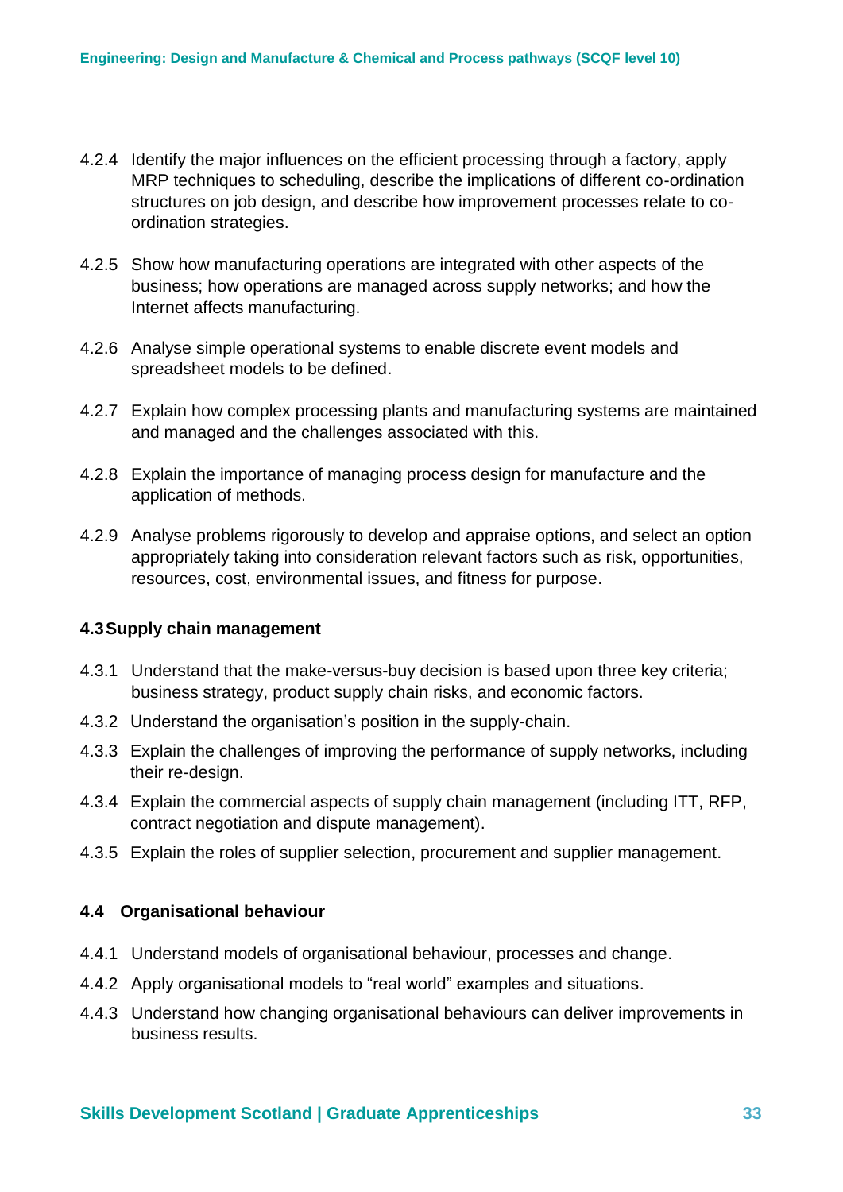4.2.4 Identify the major influences on the efficient processing through a factory, apply MRP techniques to scheduling, describe the implications of different co-ordination structures on job design, and describe how improvement processes relate to co-ordination strategies.

4.2.5 Show how manufacturing operations are integrated with other aspects of the business; how operations are managed across supply networks; and how the Internet affects manufacturing.

4.2.6 Analyse simple operational systems to enable discrete event models and spreadsheet models to be defined.

4.2.7 Explain how complex processing plants and manufacturing systems are maintained and managed and the challenges associated with this.

4.2.8 Explain the importance of managing process design for manufacture and the application of methods.

4.2.9 Analyse problems rigorously to develop and appraise options, and select an option appropriately taking into consideration relevant factors such as risk, opportunities, resources, cost, environmental issues, and fitness for purpose.

#### 4.3 Supply chain management

4.3.1 Understand that the make-versus-buy decision is based upon three key criteria; business strategy, product supply chain risks, and economic factors.

4.3.2 Understand the organisation's position in the supply-chain.

4.3.3 Explain the challenges of improving the performance of supply networks, including their re-design.

4.3.4 Explain the commercial aspects of supply chain management (including ITT, RFP, contract negotiation and dispute management).

4.3.5 Explain the roles of supplier selection, procurement and supplier management.

#### 4.4 Organisational behaviour

4.4.1 Understand models of organisational behaviour, processes and change.

4.4.2 Apply organisational models to "real world" examples and situations.

4.4.3 Understand how changing organisational behaviours can deliver improvements in business results.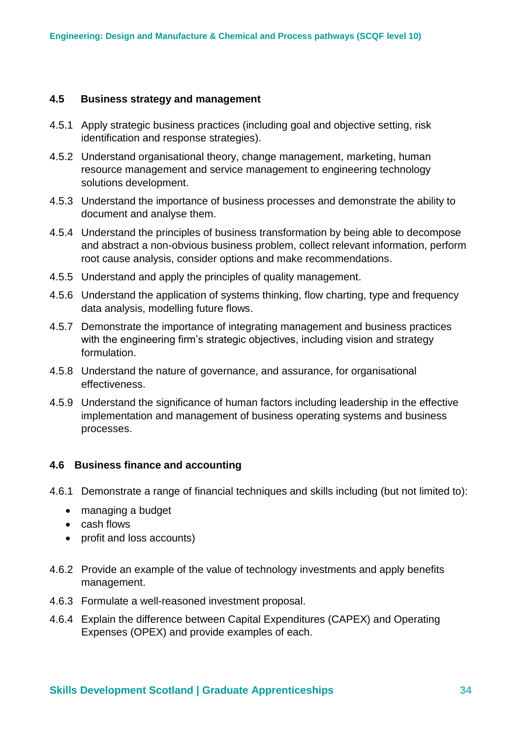### 4.5 Business strategy and management

4.5.1 Apply strategic business practices (including goal and objective setting, risk identification and response strategies).

4.5.2 Understand organisational theory, change management, marketing, human resource management and service management to engineering technology solutions development.

4.5.3 Understand the importance of business processes and demonstrate the ability to document and analyse them.

4.5.4 Understand the principles of business transformation by being able to decompose and abstract a non-obvious business problem, collect relevant information, perform root cause analysis, consider options and make recommendations.

4.5.5 Understand and apply the principles of quality management.

4.5.6 Understand the application of systems thinking, flow charting, type and frequency data analysis, modelling future flows.

4.5.7 Demonstrate the importance of integrating management and business practices with the engineering firm's strategic objectives, including vision and strategy formulation.

4.5.8 Understand the nature of governance, and assurance, for organisational effectiveness.

4.5.9 Understand the significance of human factors including leadership in the effective implementation and management of business operating systems and business processes.

### 4.6 Business finance and accounting

4.6.1 Demonstrate a range of financial techniques and skills including (but not limited to):

- managing a budget
- cash flows
- profit and loss accounts)

4.6.2 Provide an example of the value of technology investments and apply benefits management.

4.6.3 Formulate a well-reasoned investment proposal.

4.6.4 Explain the difference between Capital Expenditures (CAPEX) and Operating Expenses (OPEX) and provide examples of each.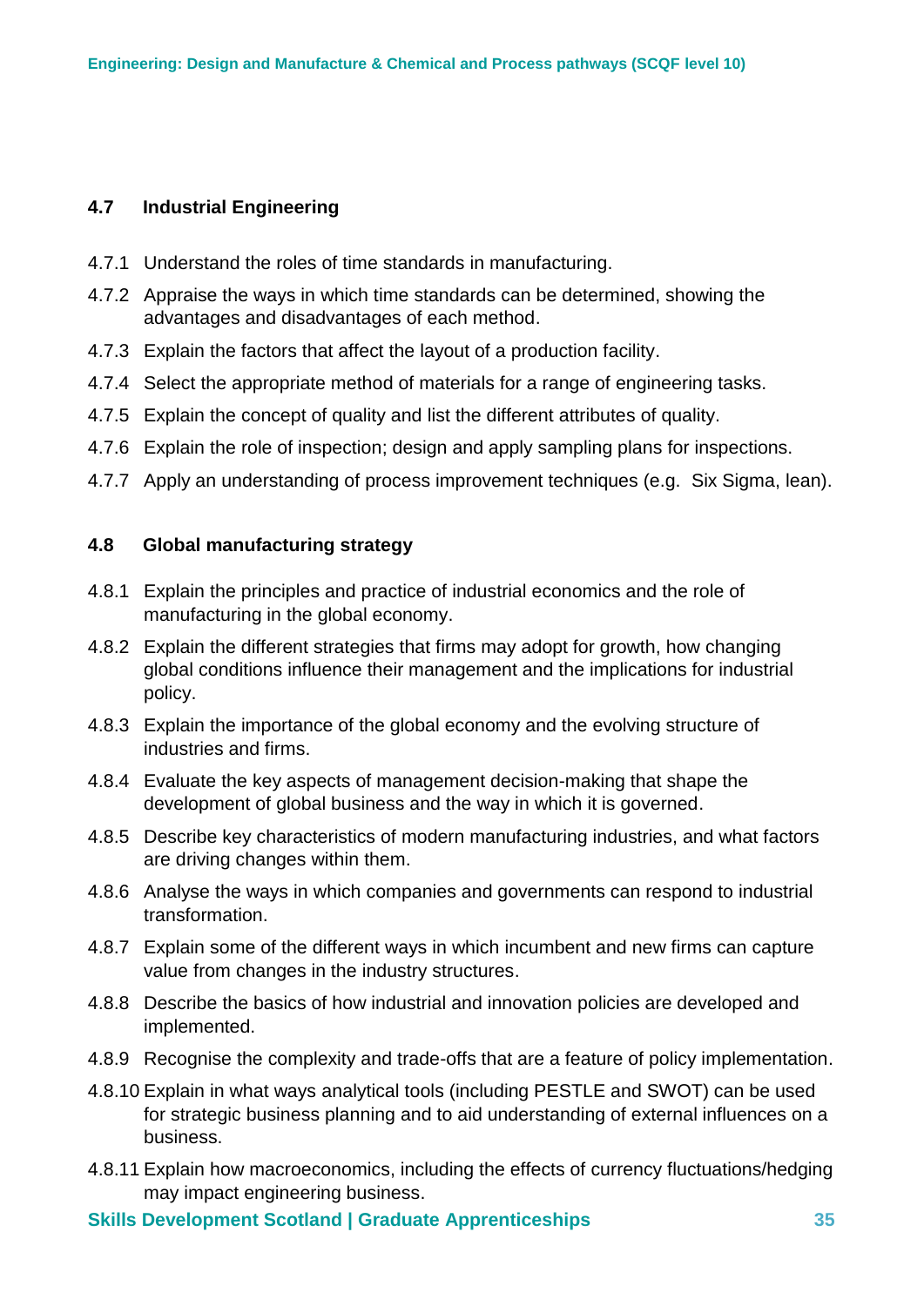### 4.7 Industrial Engineering

4.7.1 Understand the roles of time standards in manufacturing.

4.7.2 Appraise the ways in which time standards can be determined, showing the advantages and disadvantages of each method.

4.7.3 Explain the factors that affect the layout of a production facility.

4.7.4 Select the appropriate method of materials for a range of engineering tasks.

4.7.5 Explain the concept of quality and list the different attributes of quality.

4.7.6 Explain the role of inspection; design and apply sampling plans for inspections.

4.7.7 Apply an understanding of process improvement techniques (e.g. Six Sigma, lean).

### 4.8 Global manufacturing strategy

4.8.1 Explain the principles and practice of industrial economics and the role of manufacturing in the global economy.

4.8.2 Explain the different strategies that firms may adopt for growth, how changing global conditions influence their management and the implications for industrial policy.

4.8.3 Explain the importance of the global economy and the evolving structure of industries and firms.

4.8.4 Evaluate the key aspects of management decision-making that shape the development of global business and the way in which it is governed.

4.8.5 Describe key characteristics of modern manufacturing industries, and what factors are driving changes within them.

4.8.6 Analyse the ways in which companies and governments can respond to industrial transformation.

4.8.7 Explain some of the different ways in which incumbent and new firms can capture value from changes in the industry structures.

4.8.8 Describe the basics of how industrial and innovation policies are developed and implemented.

4.8.9 Recognise the complexity and trade-offs that are a feature of policy implementation.

4.8.10 Explain in what ways analytical tools (including PESTLE and SWOT) can be used for strategic business planning and to aid understanding of external influences on a business.

4.8.11 Explain how macroeconomics, including the effects of currency fluctuations/hedging may impact engineering business.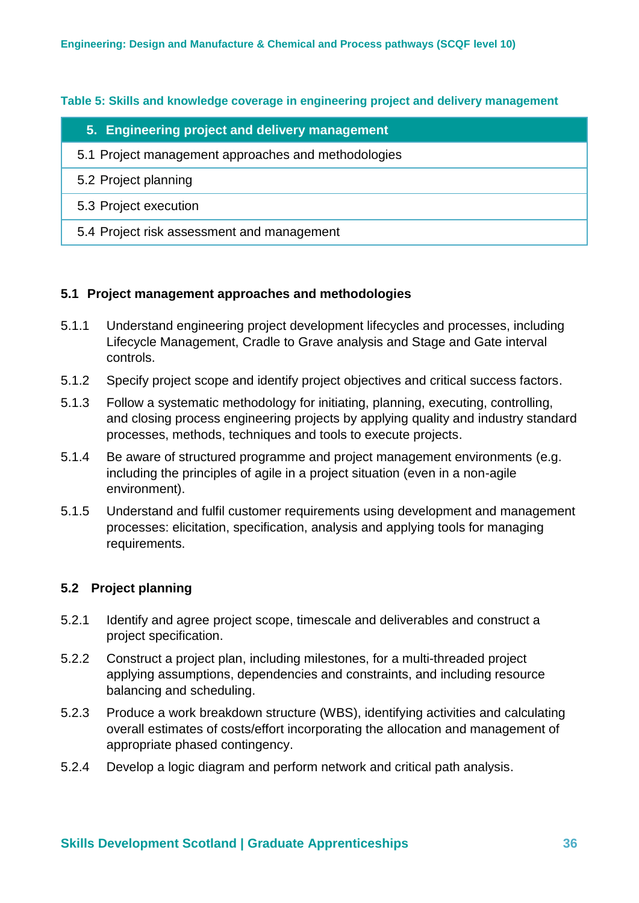**Table 5: Skills and knowledge coverage in engineering project and delivery management**

| 5. Engineering project and delivery management |
|---|
| 5.1 Project management approaches and methodologies |
| 5.2 Project planning |
| 5.3 Project execution |
| 5.4 Project risk assessment and management |

### 5.1 Project management approaches and methodologies

5.1.1 Understand engineering project development lifecycles and processes, including Lifecycle Management, Cradle to Grave analysis and Stage and Gate interval controls.

5.1.2 Specify project scope and identify project objectives and critical success factors.

5.1.3 Follow a systematic methodology for initiating, planning, executing, controlling, and closing process engineering projects by applying quality and industry standard processes, methods, techniques and tools to execute projects.

5.1.4 Be aware of structured programme and project management environments (e.g. including the principles of agile in a project situation (even in a non-agile environment).

5.1.5 Understand and fulfil customer requirements using development and management processes: elicitation, specification, analysis and applying tools for managing requirements.

### 5.2 Project planning

5.2.1 Identify and agree project scope, timescale and deliverables and construct a project specification.

5.2.2 Construct a project plan, including milestones, for a multi-threaded project applying assumptions, dependencies and constraints, and including resource balancing and scheduling.

5.2.3 Produce a work breakdown structure (WBS), identifying activities and calculating overall estimates of costs/effort incorporating the allocation and management of appropriate phased contingency.

5.2.4 Develop a logic diagram and perform network and critical path analysis.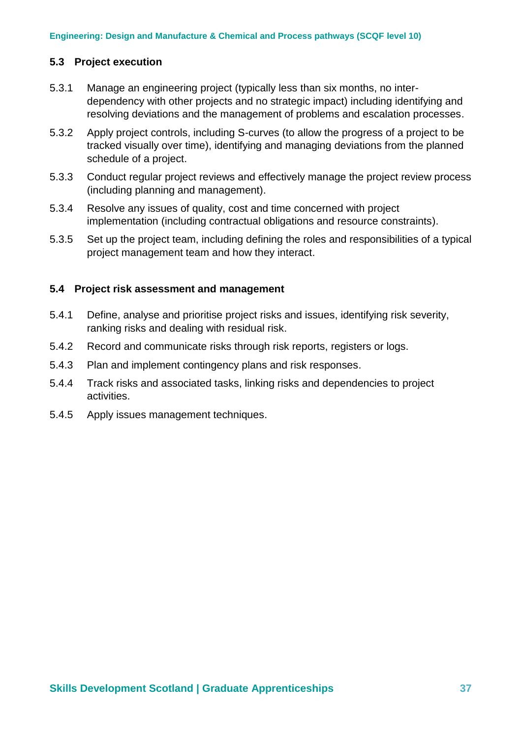### 5.3 Project execution

5.3.1 Manage an engineering project (typically less than six months, no inter-dependency with other projects and no strategic impact) including identifying and resolving deviations and the management of problems and escalation processes.

5.3.2 Apply project controls, including S-curves (to allow the progress of a project to be tracked visually over time), identifying and managing deviations from the planned schedule of a project.

5.3.3 Conduct regular project reviews and effectively manage the project review process (including planning and management).

5.3.4 Resolve any issues of quality, cost and time concerned with project implementation (including contractual obligations and resource constraints).

5.3.5 Set up the project team, including defining the roles and responsibilities of a typical project management team and how they interact.

### 5.4 Project risk assessment and management

5.4.1 Define, analyse and prioritise project risks and issues, identifying risk severity, ranking risks and dealing with residual risk.

5.4.2 Record and communicate risks through risk reports, registers or logs.

5.4.3 Plan and implement contingency plans and risk responses.

5.4.4 Track risks and associated tasks, linking risks and dependencies to project activities.

5.4.5 Apply issues management techniques.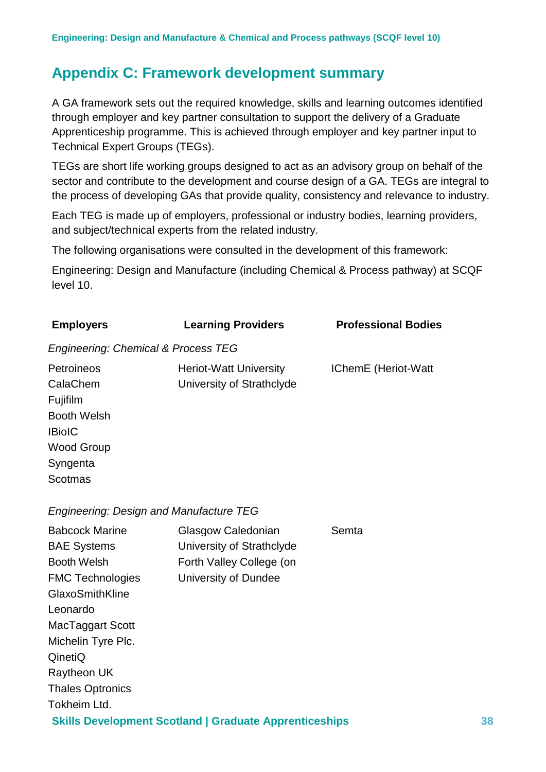## Appendix C: Framework development summary

A GA framework sets out the required knowledge, skills and learning outcomes identified through employer and key partner consultation to support the delivery of a Graduate Apprenticeship programme. This is achieved through employer and key partner input to Technical Expert Groups (TEGs).

TEGs are short life working groups designed to act as an advisory group on behalf of the sector and contribute to the development and course design of a GA. TEGs are integral to the process of developing GAs that provide quality, consistency and relevance to industry.

Each TEG is made up of employers, professional or industry bodies, learning providers, and subject/technical experts from the related industry.

The following organisations were consulted in the development of this framework:

Engineering: Design and Manufacture (including Chemical & Process pathway) at SCQF level 10.

| Employers | Learning Providers | Professional Bodies |
|---|---|---|
| *Engineering: Chemical & Process TEG* | | |
| Petroineos | Heriot-Watt University | IChemE (Heriot-Watt |
| CalaChem | University of Strathclyde | |
| Fujifilm | | |
| Booth Welsh | | |
| IBioIC | | |
| Wood Group | | |
| Syngenta | | |
| Scotmas | | |
| *Engineering: Design and Manufacture TEG* | | |
| Babcock Marine | Glasgow Caledonian | Semta |
| BAE Systems | University of Strathclyde | |
| Booth Welsh | Forth Valley College (on | |
| FMC Technologies | University of Dundee | |
| GlaxoSmithKline | | |
| Leonardo | | |
| MacTaggart Scott | | |
| Michelin Tyre Plc. | | |
| QinetiQ | | |
| Raytheon UK | | |
| Thales Optronics | | |
| Tokheim Ltd. | | |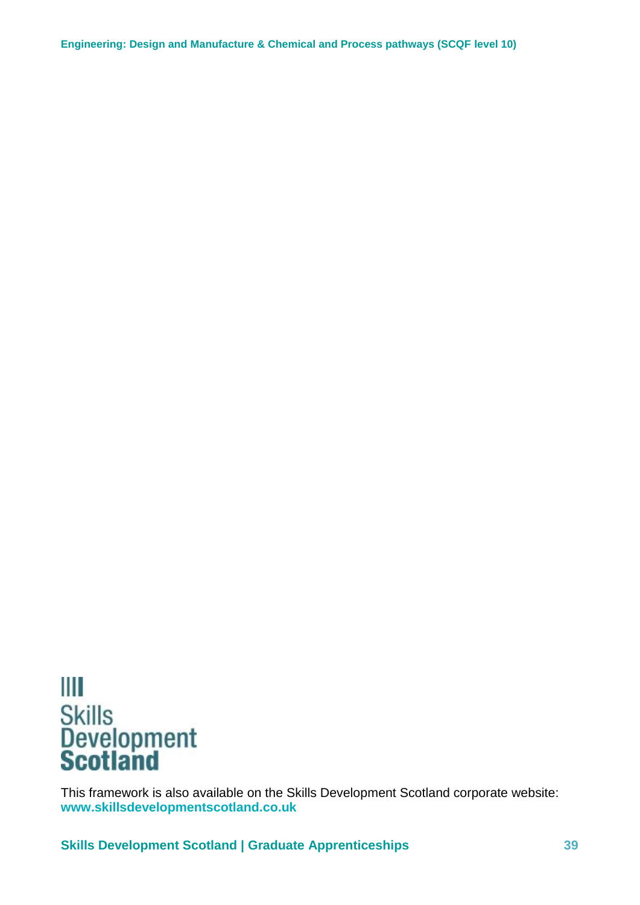Skills
Development
Scotland

This framework is also available on the Skills Development Scotland corporate website:
**www.skillsdevelopmentscotland.co.uk**